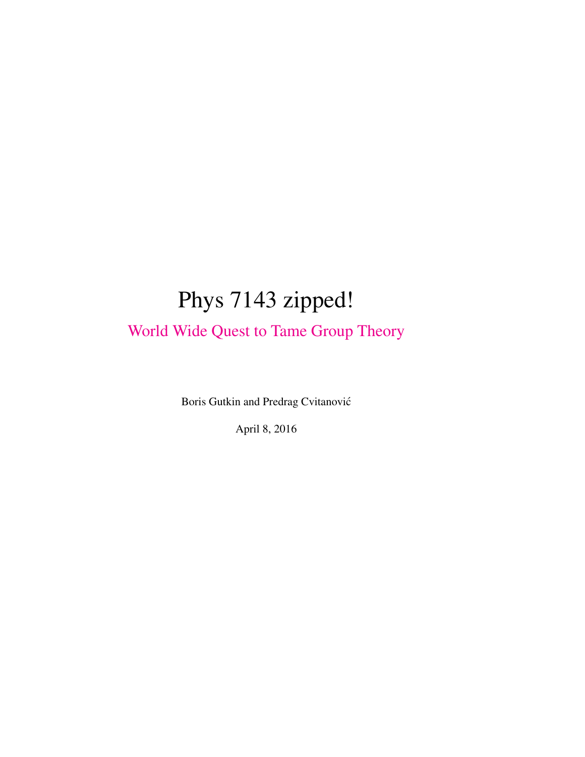# Phys 7143 zipped!

## World Wide Quest to Tame Group Theory

Boris Gutkin and Predrag Cvitanović

April 8, 2016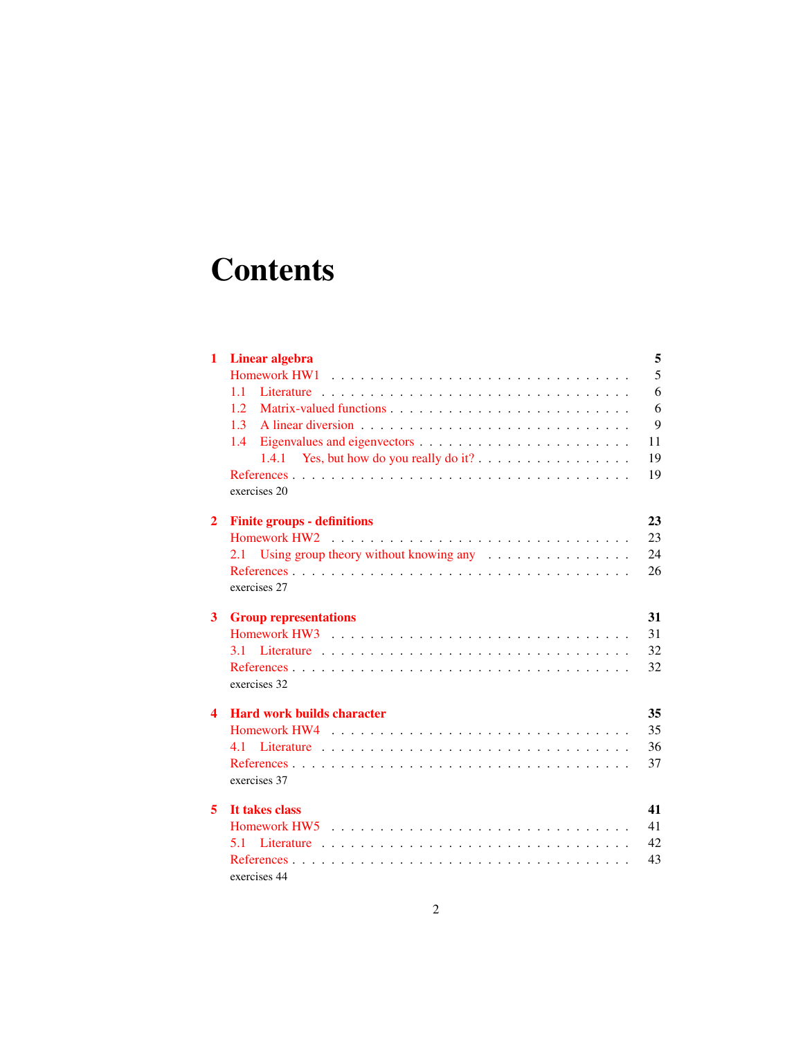# Contents

| | | |
|---|---|---|
| **1** | **Linear algebra** | **5** |
| | Homework HW1 | 5 |
| | 1.1 Literature | 6 |
| | 1.2 Matrix-valued functions | 6 |
| | 1.3 A linear diversion | 9 |
| | 1.4 Eigenvalues and eigenvectors | 11 |
| | 1.4.1 Yes, but how do you really do it? | 19 |
| | References | 19 |
| | exercises 20 | |
| **2** | **Finite groups - definitions** | **23** |
| | Homework HW2 | 23 |
| | 2.1 Using group theory without knowing any | 24 |
| | References | 26 |
| | exercises 27 | |
| **3** | **Group representations** | **31** |
| | Homework HW3 | 31 |
| | 3.1 Literature | 32 |
| | References | 32 |
| | exercises 32 | |
| **4** | **Hard work builds character** | **35** |
| | Homework HW4 | 35 |
| | 4.1 Literature | 36 |
| | References | 37 |
| | exercises 37 | |
| **5** | **It takes class** | **41** |
| | Homework HW5 | 41 |
| | 5.1 Literature | 42 |
| | References | 43 |
| | exercises 44 | |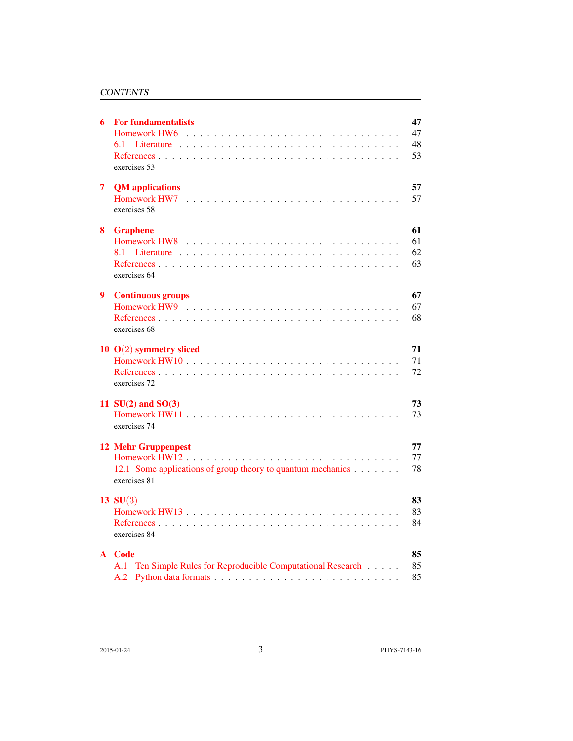| | | |
|---|---|---|
| **6** | **For fundamentalists** | **47** |
| | Homework HW6 | 47 |
| | 6.1 Literature | 48 |
| | References | 53 |
| | exercises 53 | |
| **7** | **QM applications** | **57** |
| | Homework HW7 | 57 |
| | exercises 58 | |
| **8** | **Graphene** | **61** |
| | Homework HW8 | 61 |
| | 8.1 Literature | 62 |
| | References | 63 |
| | exercises 64 | |
| **9** | **Continuous groups** | **67** |
| | Homework HW9 | 67 |
| | References | 68 |
| | exercises 68 | |
| **10** | **O(2) symmetry sliced** | **71** |
| | Homework HW10 | 71 |
| | References | 72 |
| | exercises 72 | |
| **11** | **SU(2) and SO(3)** | **73** |
| | Homework HW11 | 73 |
| | exercises 74 | |
| **12** | **Mehr Gruppenpest** | **77** |
| | Homework HW12 | 77 |
| | 12.1 Some applications of group theory to quantum mechanics | 78 |
| | exercises 81 | |
| **13** | **SU(3)** | **83** |
| | Homework HW13 | 83 |
| | References | 84 |
| | exercises 84 | |
| **A** | **Code** | **85** |
| | A.1 Ten Simple Rules for Reproducible Computational Research | 85 |
| | A.2 Python data formats | 85 |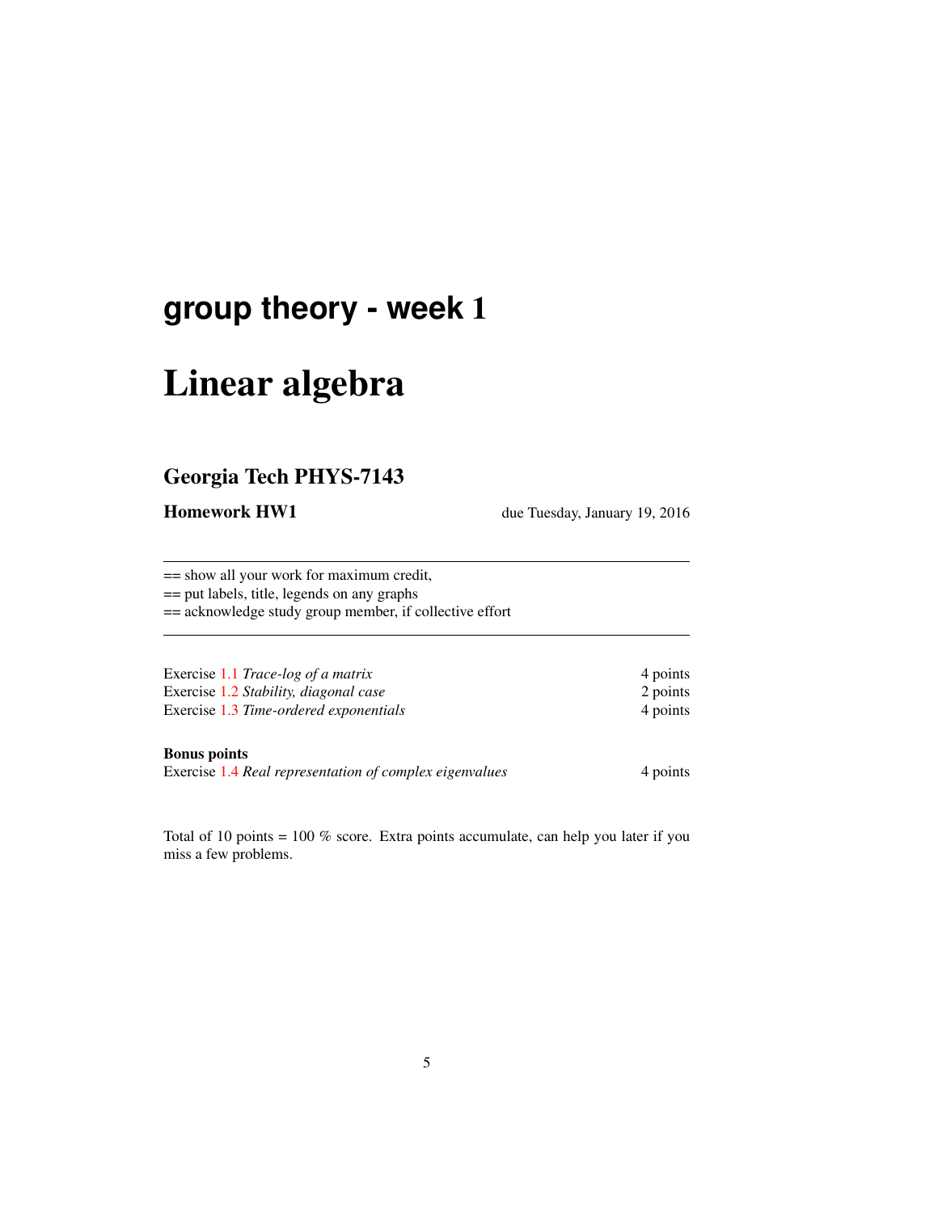# group theory - week 1

# Linear algebra

## Georgia Tech PHYS-7143

**Homework HW1** due Tuesday, January 19, 2016

---

== show all your work for maximum credit,
== put labels, title, legends on any graphs
== acknowledge study group member, if collective effort

---

| | |
|---|---|
| Exercise 1.1 *Trace-log of a matrix* | 4 points |
| Exercise 1.2 *Stability, diagonal case* | 2 points |
| Exercise 1.3 *Time-ordered exponentials* | 4 points |

**Bonus points**

| | |
|---|---|
| Exercise 1.4 *Real representation of complex eigenvalues* | 4 points |

Total of 10 points = 100 % score. Extra points accumulate, can help you later if you miss a few problems.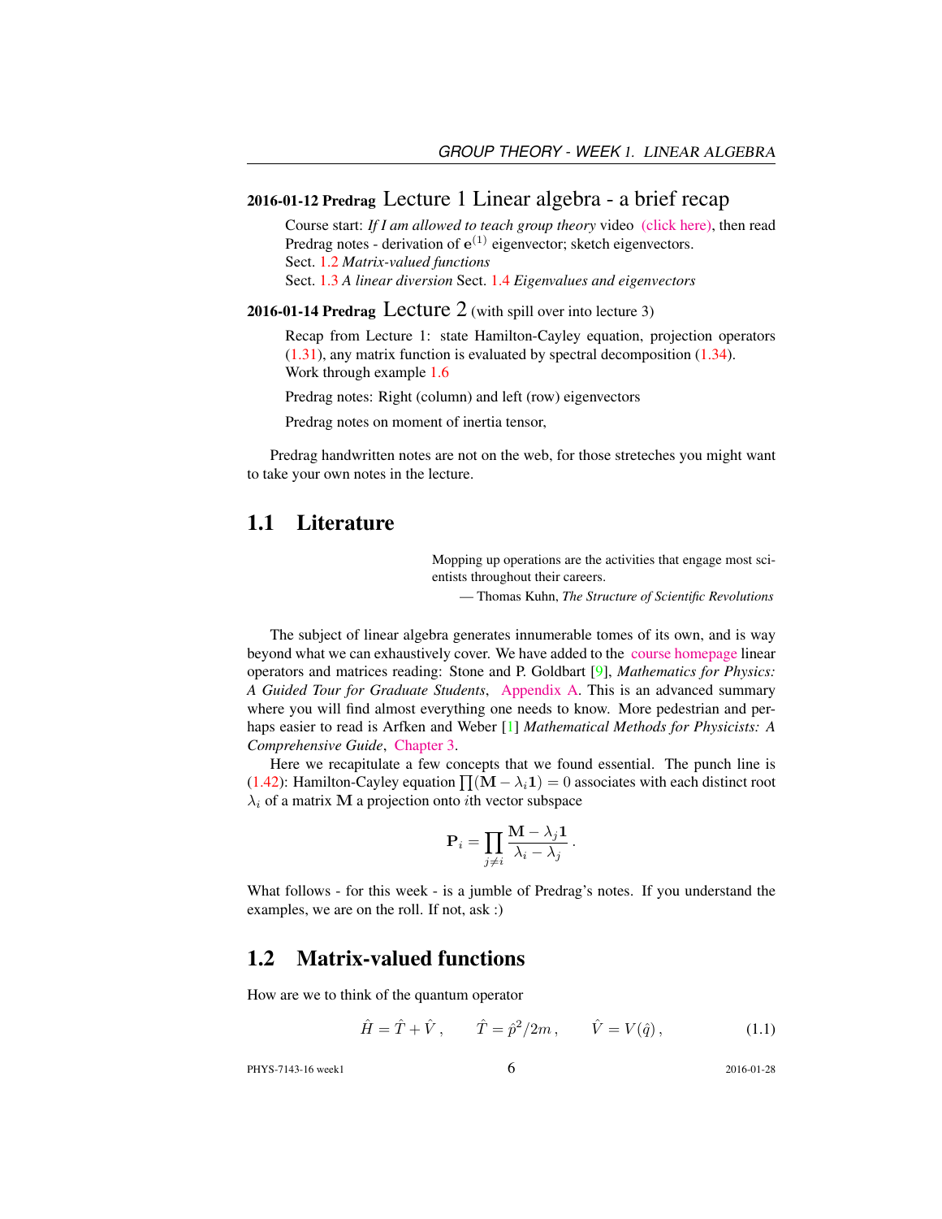**2016-01-12 Predrag** Lecture 1 Linear algebra - a brief recap

Course start: *If I am allowed to teach group theory* video (click here), then read Predrag notes - derivation of $\mathbf{e}^{(1)}$ eigenvector; sketch eigenvectors.
Sect. 1.2 *Matrix-valued functions*
Sect. 1.3 *A linear diversion* Sect. 1.4 *Eigenvalues and eigenvectors*

**2016-01-14 Predrag** Lecture 2 (with spill over into lecture 3)

Recap from Lecture 1: state Hamilton-Cayley equation, projection operators (1.31), any matrix function is evaluated by spectral decomposition (1.34).
Work through example 1.6

Predrag notes: Right (column) and left (row) eigenvectors

Predrag notes on moment of inertia tensor,

Predrag handwritten notes are not on the web, for those streteches you might want to take your own notes in the lecture.

## 1.1 Literature

> Mopping up operations are the activities that engage most scientists throughout their careers.
>
> — Thomas Kuhn, *The Structure of Scientific Revolutions*

The subject of linear algebra generates innumerable tomes of its own, and is way beyond what we can exhaustively cover. We have added to the course homepage linear operators and matrices reading: Stone and P. Goldbart [9], *Mathematics for Physics: A Guided Tour for Graduate Students*, Appendix A. This is an advanced summary where you will find almost everything one needs to know. More pedestrian and perhaps easier to read is Arfken and Weber [1] *Mathematical Methods for Physicists: A Comprehensive Guide*, Chapter 3.

Here we recapitulate a few concepts that we found essential. The punch line is (1.42): Hamilton-Cayley equation $\prod(\mathbf{M} - \lambda_i \mathbf{1}) = 0$ associates with each distinct root $\lambda_i$ of a matrix $\mathbf{M}$ a projection onto $i$th vector subspace

$$\mathbf{P}_i = \prod_{j \neq i} \frac{\mathbf{M} - \lambda_j \mathbf{1}}{\lambda_i - \lambda_j} .$$

What follows - for this week - is a jumble of Predrag's notes. If you understand the examples, we are on the roll. If not, ask :)

## 1.2 Matrix-valued functions

How are we to think of the quantum operator

$$\hat{H} = \hat{T} + \hat{V} , \qquad \hat{T} = \hat{p}^2/2m , \qquad \hat{V} = V(\hat{q}) , \tag{1.1}$$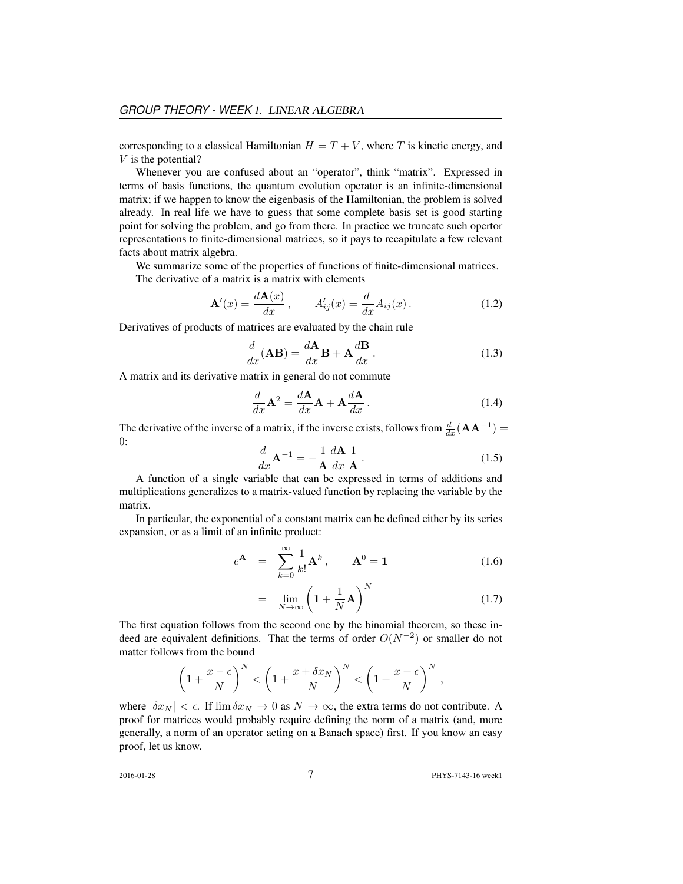corresponding to a classical Hamiltonian $H = T + V$, where $T$ is kinetic energy, and $V$ is the potential?

Whenever you are confused about an "operator", think "matrix". Expressed in terms of basis functions, the quantum evolution operator is an infinite-dimensional matrix; if we happen to know the eigenbasis of the Hamiltonian, the problem is solved already. In real life we have to guess that some complete basis set is good starting point for solving the problem, and go from there. In practice we truncate such opertor representations to finite-dimensional matrices, so it pays to recapitulate a few relevant facts about matrix algebra.

We summarize some of the properties of functions of finite-dimensional matrices.

The derivative of a matrix is a matrix with elements

$$\mathbf{A}'(x) = \frac{d\mathbf{A}(x)}{dx}\,, \qquad A'_{ij}(x) = \frac{d}{dx}A_{ij}(x)\,. \tag{1.2}$$

Derivatives of products of matrices are evaluated by the chain rule

$$\frac{d}{dx}(\mathbf{AB}) = \frac{d\mathbf{A}}{dx}\mathbf{B} + \mathbf{A}\frac{d\mathbf{B}}{dx}\,. \tag{1.3}$$

A matrix and its derivative matrix in general do not commute

$$\frac{d}{dx}\mathbf{A}^2 = \frac{d\mathbf{A}}{dx}\mathbf{A} + \mathbf{A}\frac{d\mathbf{A}}{dx}\,. \tag{1.4}$$

The derivative of the inverse of a matrix, if the inverse exists, follows from $\frac{d}{dx}(\mathbf{A}\mathbf{A}^{-1}) = 0$:

$$\frac{d}{dx}\mathbf{A}^{-1} = -\frac{1}{\mathbf{A}}\frac{d\mathbf{A}}{dx}\frac{1}{\mathbf{A}}\,. \tag{1.5}$$

A function of a single variable that can be expressed in terms of additions and multiplications generalizes to a matrix-valued function by replacing the variable by the matrix.

In particular, the exponential of a constant matrix can be defined either by its series expansion, or as a limit of an infinite product:

$$e^{\mathbf{A}} = \sum_{k=0}^{\infty}\frac{1}{k!}\mathbf{A}^k\,, \qquad \mathbf{A}^0 = \mathbf{1} \tag{1.6}$$

$$= \lim_{N\to\infty}\left(\mathbf{1} + \frac{1}{N}\mathbf{A}\right)^N \tag{1.7}$$

The first equation follows from the second one by the binomial theorem, so these indeed are equivalent definitions. That the terms of order $O(N^{-2})$ or smaller do not matter follows from the bound

$$\left(1 + \frac{x-\epsilon}{N}\right)^N < \left(1 + \frac{x+\delta x_N}{N}\right)^N < \left(1 + \frac{x+\epsilon}{N}\right)^N\,,$$

where $|\delta x_N| < \epsilon$. If $\lim \delta x_N \to 0$ as $N \to \infty$, the extra terms do not contribute. A proof for matrices would probably require defining the norm of a matrix (and, more generally, a norm of an operator acting on a Banach space) first. If you know an easy proof, let us know.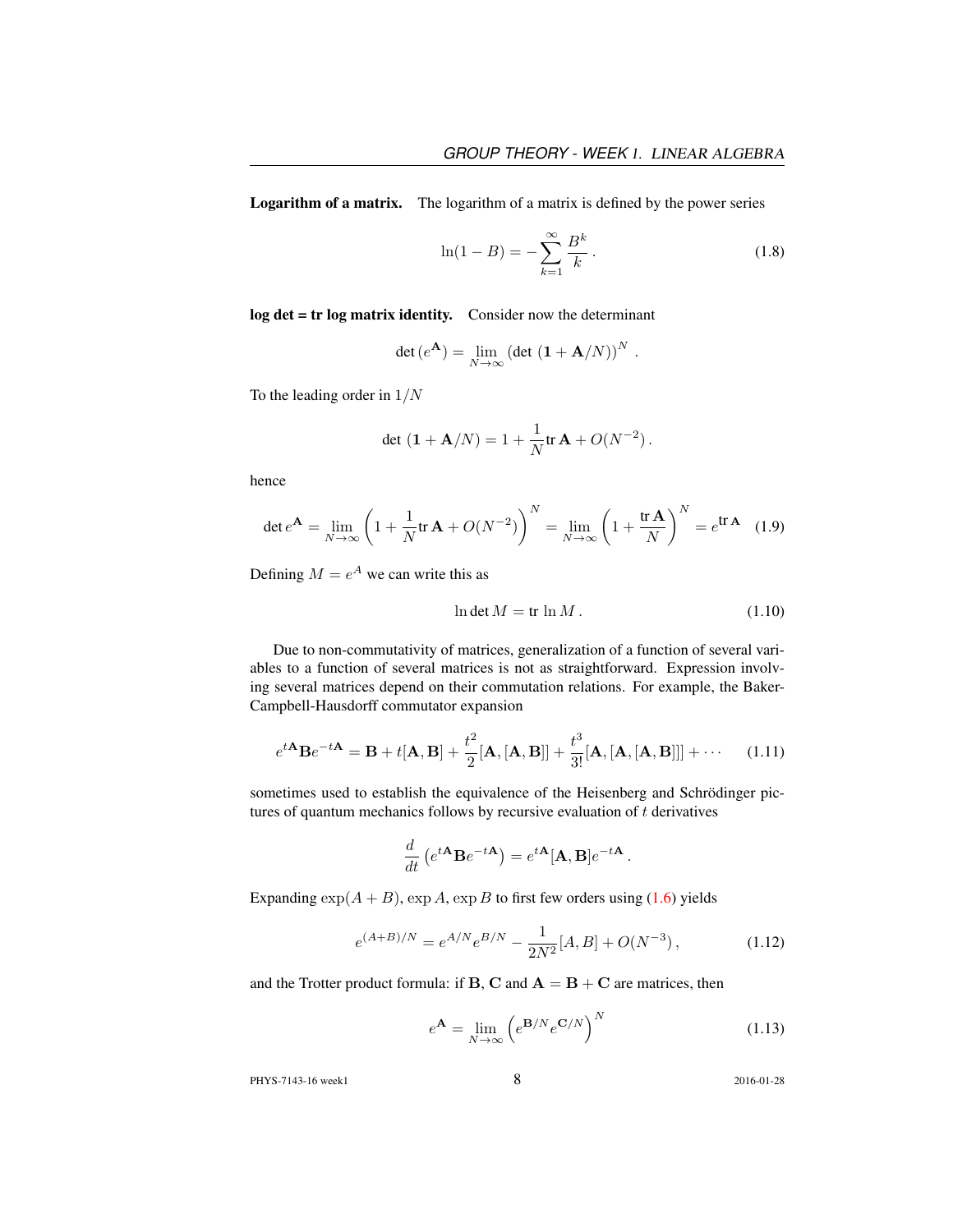**Logarithm of a matrix.** The logarithm of a matrix is defined by the power series

$$\ln(1 - B) = -\sum_{k=1}^{\infty} \frac{B^k}{k} \,. \tag{1.8}$$

**log det = tr log matrix identity.** Consider now the determinant

$$\det\left(e^{\mathbf{A}}\right) = \lim_{N\to\infty} \left(\det\,(\mathbf{1} + \mathbf{A}/N)\right)^N \,.$$

To the leading order in $1/N$

$$\det\,(\mathbf{1} + \mathbf{A}/N) = 1 + \frac{1}{N}\mathrm{tr}\,\mathbf{A} + O(N^{-2}) \,.$$

hence

$$\det e^{\mathbf{A}} = \lim_{N\to\infty}\left(1 + \frac{1}{N}\mathrm{tr}\,\mathbf{A} + O(N^{-2})\right)^N = \lim_{N\to\infty}\left(1 + \frac{\mathrm{tr}\,\mathbf{A}}{N}\right)^N = e^{\mathrm{tr}\,\mathbf{A}} \tag{1.9}$$

Defining $M = e^A$ we can write this as

$$\ln\det M = \mathrm{tr}\,\ln M \,. \tag{1.10}$$

Due to non-commutativity of matrices, generalization of a function of several variables to a function of several matrices is not as straightforward. Expression involving several matrices depend on their commutation relations. For example, the Baker-Campbell-Hausdorff commutator expansion

$$e^{t\mathbf{A}}\mathbf{B}e^{-t\mathbf{A}} = \mathbf{B} + t[\mathbf{A},\mathbf{B}] + \frac{t^2}{2}[\mathbf{A},[\mathbf{A},\mathbf{B}]] + \frac{t^3}{3!}[\mathbf{A},[\mathbf{A},[\mathbf{A},\mathbf{B}]]] + \cdots \tag{1.11}$$

sometimes used to establish the equivalence of the Heisenberg and Schrödinger pictures of quantum mechanics follows by recursive evaluation of $t$ derivatives

$$\frac{d}{dt}\left(e^{t\mathbf{A}}\mathbf{B}e^{-t\mathbf{A}}\right) = e^{t\mathbf{A}}[\mathbf{A},\mathbf{B}]e^{-t\mathbf{A}} \,.$$

Expanding $\exp(A + B)$, $\exp A$, $\exp B$ to first few orders using (1.6) yields

$$e^{(A+B)/N} = e^{A/N}e^{B/N} - \frac{1}{2N^2}[A,B] + O(N^{-3}) \,, \tag{1.12}$$

and the Trotter product formula: if $\mathbf{B}$, $\mathbf{C}$ and $\mathbf{A} = \mathbf{B} + \mathbf{C}$ are matrices, then

$$e^{\mathbf{A}} = \lim_{N\to\infty}\left(e^{\mathbf{B}/N}e^{\mathbf{C}/N}\right)^N \tag{1.13}$$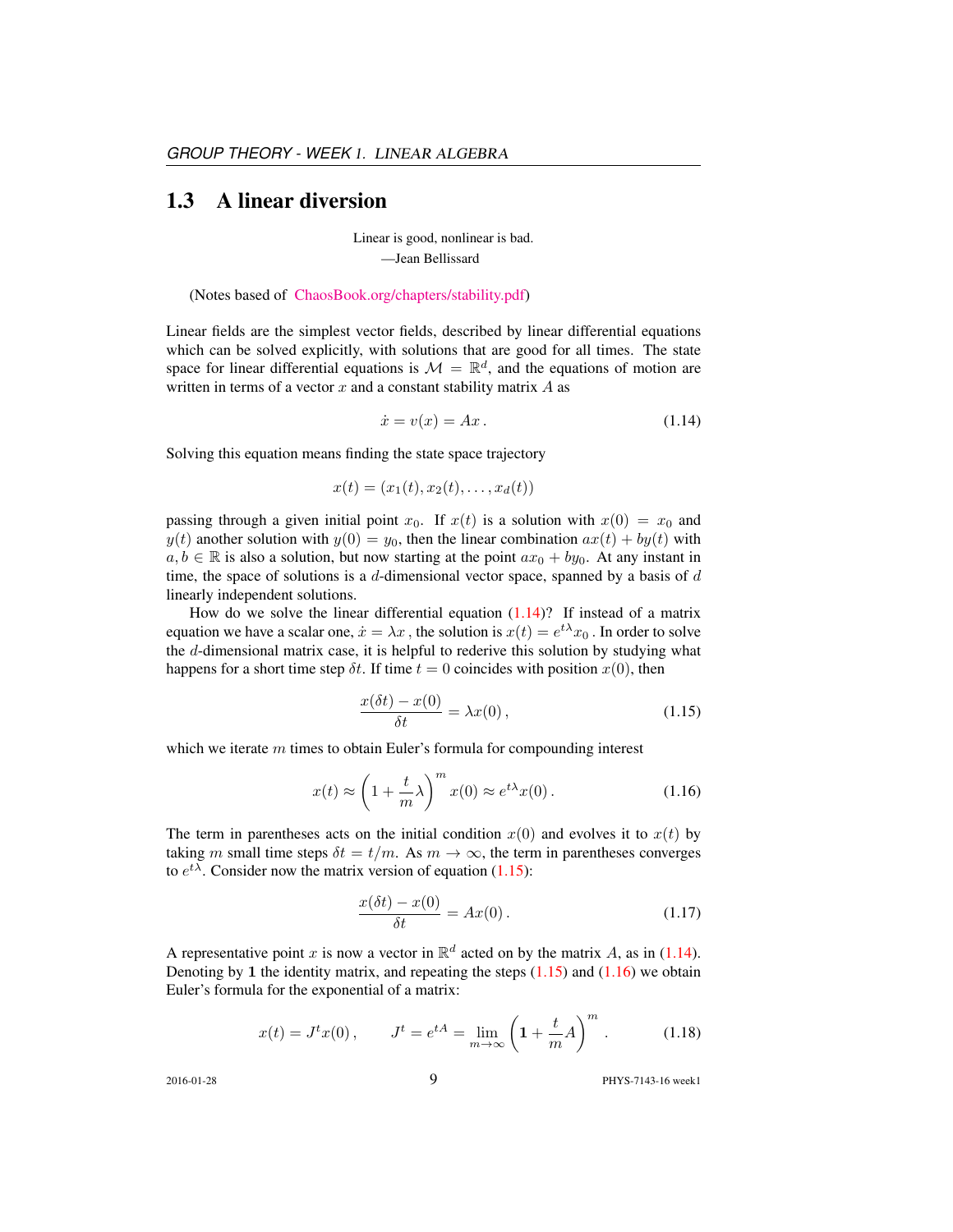## 1.3 A linear diversion

Linear is good, nonlinear is bad.
—Jean Bellissard

(Notes based of ChaosBook.org/chapters/stability.pdf)

Linear fields are the simplest vector fields, described by linear differential equations which can be solved explicitly, with solutions that are good for all times. The state space for linear differential equations is $\mathcal{M} = \mathbb{R}^d$, and the equations of motion are written in terms of a vector $x$ and a constant stability matrix $A$ as

$$\dot{x} = v(x) = Ax\,. \tag{1.14}$$

Solving this equation means finding the state space trajectory

$$x(t) = (x_1(t), x_2(t), \ldots, x_d(t))$$

passing through a given initial point $x_0$. If $x(t)$ is a solution with $x(0) = x_0$ and $y(t)$ another solution with $y(0) = y_0$, then the linear combination $ax(t) + by(t)$ with $a, b \in \mathbb{R}$ is also a solution, but now starting at the point $ax_0 + by_0$. At any instant in time, the space of solutions is a $d$-dimensional vector space, spanned by a basis of $d$ linearly independent solutions.

How do we solve the linear differential equation (1.14)? If instead of a matrix equation we have a scalar one, $\dot{x} = \lambda x$ , the solution is $x(t) = e^{t\lambda} x_0$ . In order to solve the $d$-dimensional matrix case, it is helpful to rederive this solution by studying what happens for a short time step $\delta t$. If time $t = 0$ coincides with position $x(0)$, then

$$\frac{x(\delta t) - x(0)}{\delta t} = \lambda x(0)\,, \tag{1.15}$$

which we iterate $m$ times to obtain Euler's formula for compounding interest

$$x(t) \approx \left(1 + \frac{t}{m}\lambda\right)^m x(0) \approx e^{t\lambda} x(0)\,. \tag{1.16}$$

The term in parentheses acts on the initial condition $x(0)$ and evolves it to $x(t)$ by taking $m$ small time steps $\delta t = t/m$. As $m \to \infty$, the term in parentheses converges to $e^{t\lambda}$. Consider now the matrix version of equation (1.15):

$$\frac{x(\delta t) - x(0)}{\delta t} = Ax(0)\,. \tag{1.17}$$

A representative point $x$ is now a vector in $\mathbb{R}^d$ acted on by the matrix $A$, as in (1.14). Denoting by $\mathbf{1}$ the identity matrix, and repeating the steps (1.15) and (1.16) we obtain Euler's formula for the exponential of a matrix:

$$x(t) = J^t x(0)\,, \qquad J^t = e^{tA} = \lim_{m \to \infty} \left(\mathbf{1} + \frac{t}{m} A\right)^m\,. \tag{1.18}$$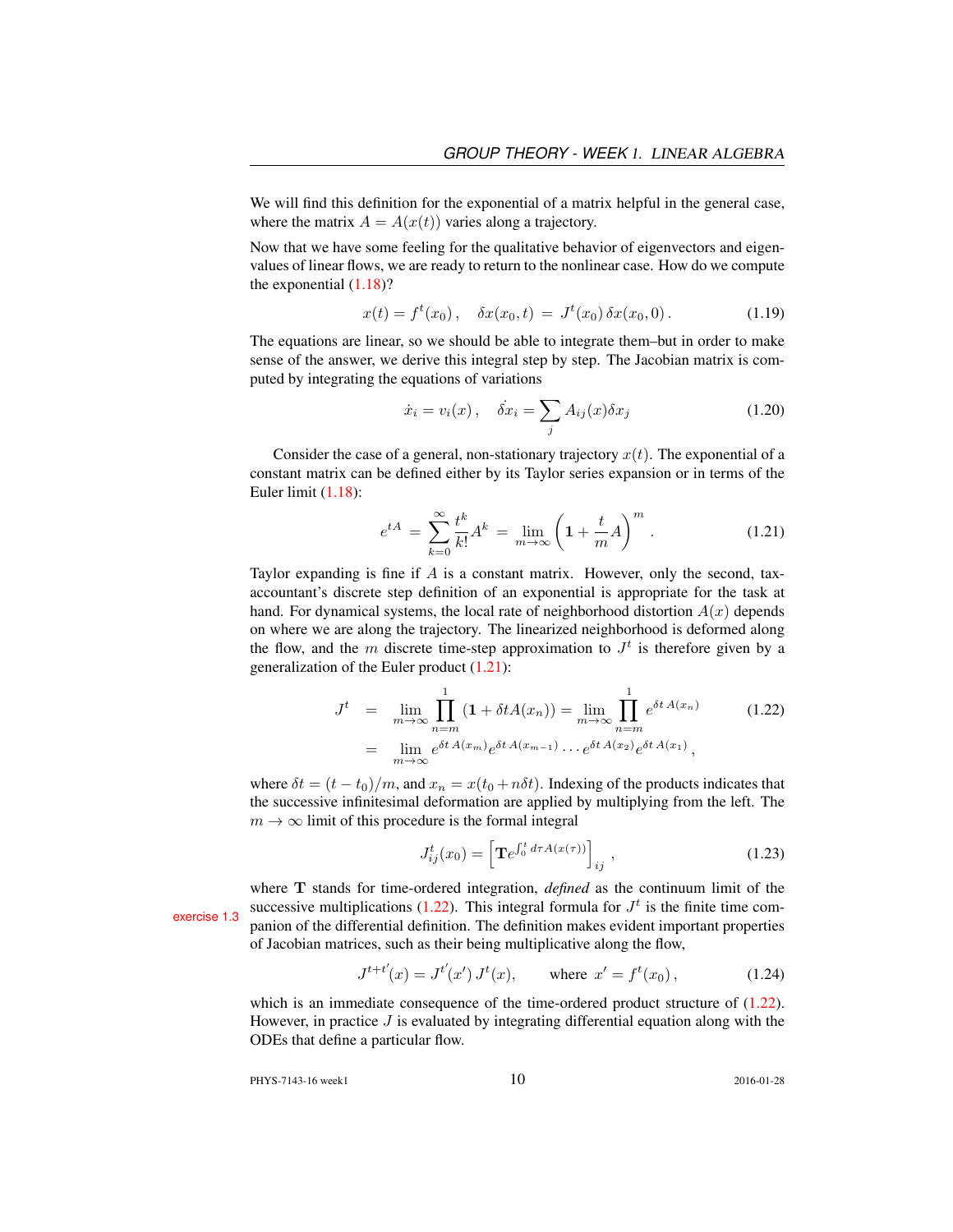We will find this definition for the exponential of a matrix helpful in the general case, where the matrix $A = A(x(t))$ varies along a trajectory.

Now that we have some feeling for the qualitative behavior of eigenvectors and eigenvalues of linear flows, we are ready to return to the nonlinear case. How do we compute the exponential (1.18)?

$$x(t) = f^t(x_0)\,, \quad \delta x(x_0, t) \;=\; J^t(x_0)\,\delta x(x_0, 0)\,. \tag{1.19}$$

The equations are linear, so we should be able to integrate them–but in order to make sense of the answer, we derive this integral step by step. The Jacobian matrix is computed by integrating the equations of variations

$$\dot{x}_i = v_i(x)\,, \quad \dot{\delta x}_i = \sum_j A_{ij}(x)\delta x_j \tag{1.20}$$

Consider the case of a general, non-stationary trajectory $x(t)$. The exponential of a constant matrix can be defined either by its Taylor series expansion or in terms of the Euler limit (1.18):

$$e^{tA} \;=\; \sum_{k=0}^{\infty} \frac{t^k}{k!} A^k \;=\; \lim_{m\to\infty} \left( \mathbf{1} + \frac{t}{m} A \right)^m \,. \tag{1.21}$$

Taylor expanding is fine if $A$ is a constant matrix. However, only the second, tax-accountant's discrete step definition of an exponential is appropriate for the task at hand. For dynamical systems, the local rate of neighborhood distortion $A(x)$ depends on where we are along the trajectory. The linearized neighborhood is deformed along the flow, and the $m$ discrete time-step approximation to $J^t$ is therefore given by a generalization of the Euler product (1.21):

$$\begin{aligned} J^t \;&=\; \lim_{m\to\infty} \prod_{n=m}^{1} (\mathbf{1} + \delta t A(x_n)) = \lim_{m\to\infty} \prod_{n=m}^{1} e^{\delta t\, A(x_n)} \\ &=\; \lim_{m\to\infty} e^{\delta t\, A(x_m)} e^{\delta t\, A(x_{m-1})} \cdots e^{\delta t\, A(x_2)} e^{\delta t\, A(x_1)}\,, \end{aligned} \tag{1.22}$$

where $\delta t = (t - t_0)/m$, and $x_n = x(t_0 + n\delta t)$. Indexing of the products indicates that the successive infinitesimal deformation are applied by multiplying from the left. The $m \to \infty$ limit of this procedure is the formal integral

$$J^t_{ij}(x_0) = \left[ \mathbf{T} e^{\int_0^t d\tau A(x(\tau))} \right]_{ij}\,, \tag{1.23}$$

where $\mathbf{T}$ stands for time-ordered integration, *defined* as the continuum limit of the successive multiplications (1.22). This integral formula for $J^t$ is the finite time companion of the differential definition. The definition makes evident important properties of Jacobian matrices, such as their being multiplicative along the flow,

exercise 1.3

$$J^{t+t'}(x) = J^{t'}(x')\, J^t(x), \qquad \text{where } \; x' = f^t(x_0)\,, \tag{1.24}$$

which is an immediate consequence of the time-ordered product structure of (1.22). However, in practice $J$ is evaluated by integrating differential equation along with the ODEs that define a particular flow.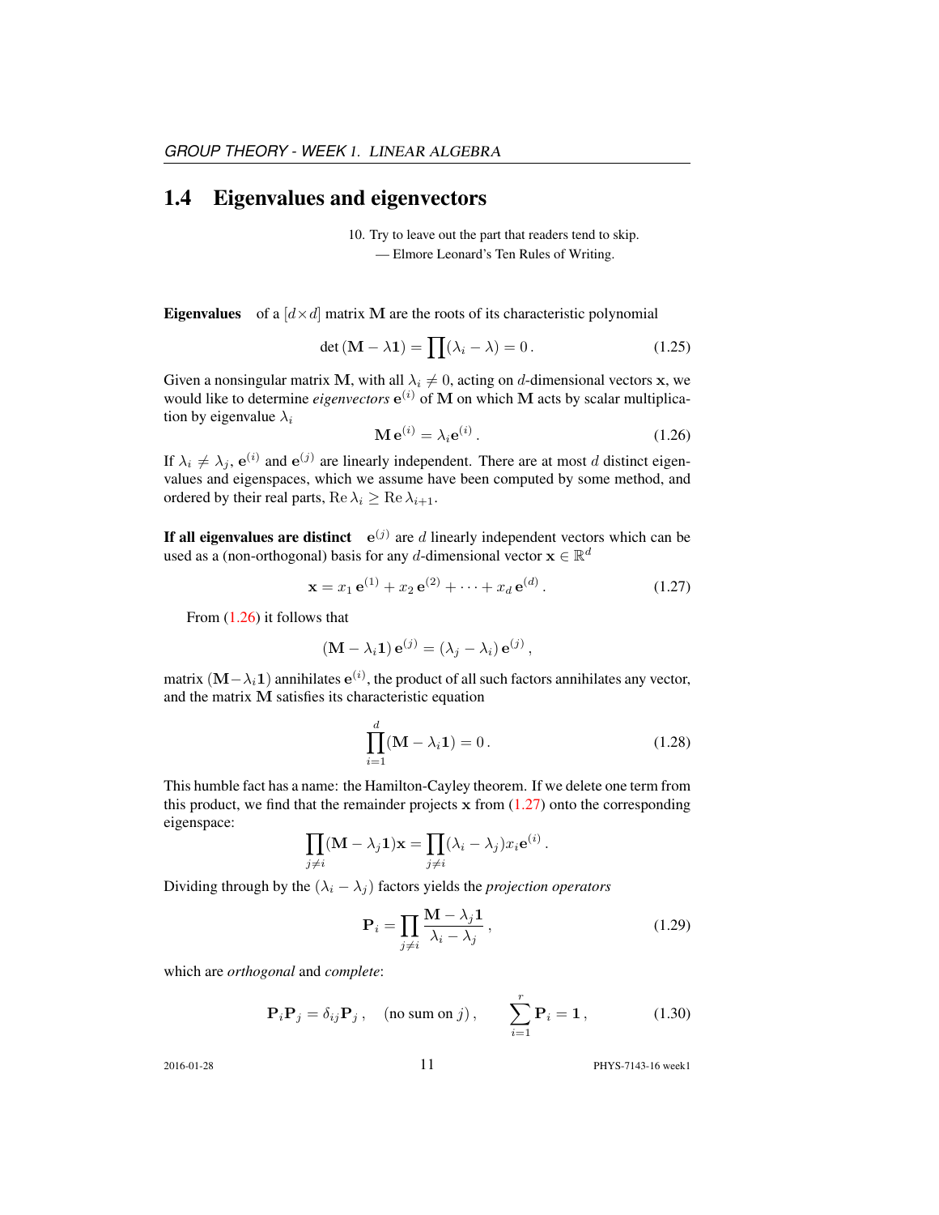## 1.4 Eigenvalues and eigenvectors

10. Try to leave out the part that readers tend to skip.
— Elmore Leonard's Ten Rules of Writing.

**Eigenvalues** of a $[d \times d]$ matrix $\mathbf{M}$ are the roots of its characteristic polynomial

$$\det(\mathbf{M} - \lambda \mathbf{1}) = \prod (\lambda_i - \lambda) = 0\,. \tag{1.25}$$

Given a nonsingular matrix $\mathbf{M}$, with all $\lambda_i \neq 0$, acting on $d$-dimensional vectors $\mathbf{x}$, we would like to determine *eigenvectors* $\mathbf{e}^{(i)}$ of $\mathbf{M}$ on which $\mathbf{M}$ acts by scalar multiplication by eigenvalue $\lambda_i$

$$\mathbf{M}\,\mathbf{e}^{(i)} = \lambda_i \mathbf{e}^{(i)}\,. \tag{1.26}$$

If $\lambda_i \neq \lambda_j$, $\mathbf{e}^{(i)}$ and $\mathbf{e}^{(j)}$ are linearly independent. There are at most $d$ distinct eigenvalues and eigenspaces, which we assume have been computed by some method, and ordered by their real parts, $\mathrm{Re}\,\lambda_i \geq \mathrm{Re}\,\lambda_{i+1}$.

**If all eigenvalues are distinct** $\mathbf{e}^{(j)}$ are $d$ linearly independent vectors which can be used as a (non-orthogonal) basis for any $d$-dimensional vector $\mathbf{x} \in \mathbb{R}^d$

$$\mathbf{x} = x_1\,\mathbf{e}^{(1)} + x_2\,\mathbf{e}^{(2)} + \cdots + x_d\,\mathbf{e}^{(d)}\,. \tag{1.27}$$

From (1.26) it follows that

$$(\mathbf{M} - \lambda_i \mathbf{1})\,\mathbf{e}^{(j)} = (\lambda_j - \lambda_i)\,\mathbf{e}^{(j)}\,,$$

matrix $(\mathbf{M} - \lambda_i \mathbf{1})$ annihilates $\mathbf{e}^{(i)}$, the product of all such factors annihilates any vector, and the matrix $\mathbf{M}$ satisfies its characteristic equation

$$\prod_{i=1}^{d} (\mathbf{M} - \lambda_i \mathbf{1}) = 0\,. \tag{1.28}$$

This humble fact has a name: the Hamilton-Cayley theorem. If we delete one term from this product, we find that the remainder projects $\mathbf{x}$ from (1.27) onto the corresponding eigenspace:

$$\prod_{j \neq i} (\mathbf{M} - \lambda_j \mathbf{1})\mathbf{x} = \prod_{j \neq i} (\lambda_i - \lambda_j) x_i \mathbf{e}^{(i)}\,.$$

Dividing through by the $(\lambda_i - \lambda_j)$ factors yields the *projection operators*

$$\mathbf{P}_i = \prod_{j \neq i} \frac{\mathbf{M} - \lambda_j \mathbf{1}}{\lambda_i - \lambda_j}\,, \tag{1.29}$$

which are *orthogonal* and *complete*:

$$\mathbf{P}_i \mathbf{P}_j = \delta_{ij} \mathbf{P}_j\,, \quad (\text{no sum on } j)\,, \qquad \sum_{i=1}^{r} \mathbf{P}_i = \mathbf{1}\,, \tag{1.30}$$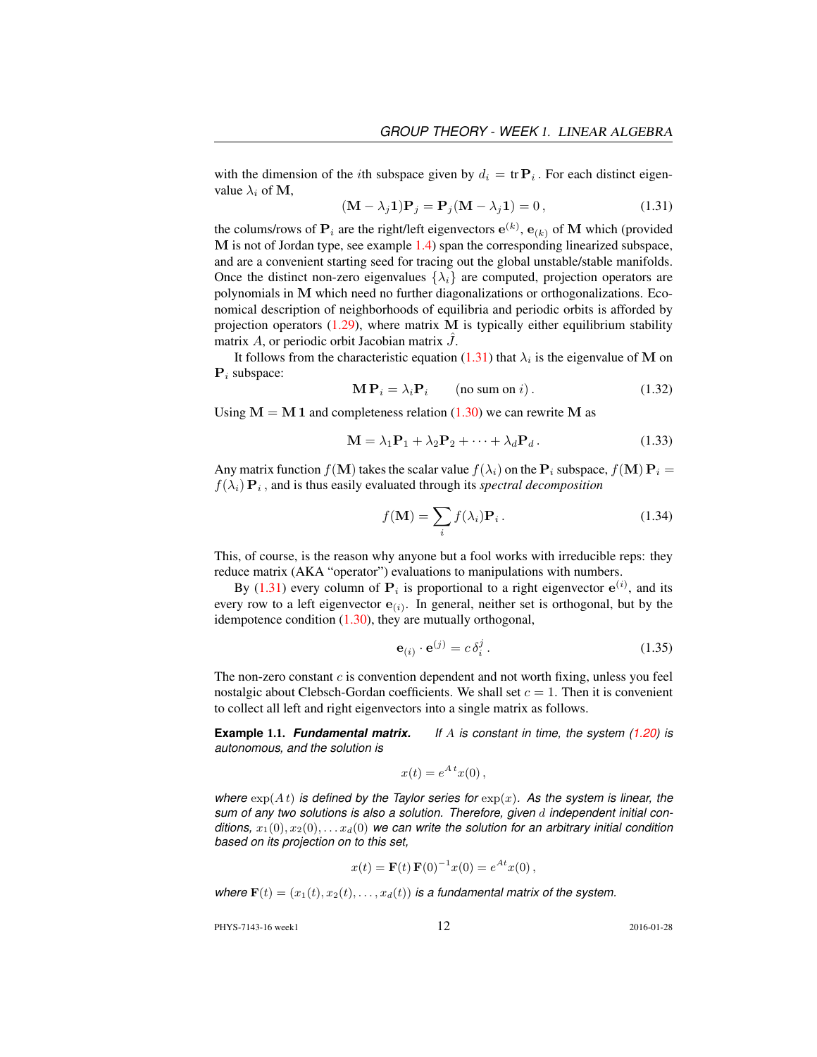with the dimension of the $i$th subspace given by $d_i = \text{tr}\,\mathbf{P}_i$. For each distinct eigenvalue $\lambda_i$ of $\mathbf{M}$,

$$(\mathbf{M} - \lambda_j \mathbf{1})\mathbf{P}_j = \mathbf{P}_j(\mathbf{M} - \lambda_j \mathbf{1}) = 0\,, \tag{1.31}$$

the colums/rows of $\mathbf{P}_i$ are the right/left eigenvectors $\mathbf{e}^{(k)}$, $\mathbf{e}_{(k)}$ of $\mathbf{M}$ which (provided $\mathbf{M}$ is not of Jordan type, see example 1.4) span the corresponding linearized subspace, and are a convenient starting seed for tracing out the global unstable/stable manifolds. Once the distinct non-zero eigenvalues $\{\lambda_i\}$ are computed, projection operators are polynomials in $\mathbf{M}$ which need no further diagonalizations or orthogonalizations. Economical description of neighborhoods of equilibria and periodic orbits is afforded by projection operators (1.29), where matrix $\mathbf{M}$ is typically either equilibrium stability matrix $A$, or periodic orbit Jacobian matrix $\hat{J}$.

It follows from the characteristic equation (1.31) that $\lambda_i$ is the eigenvalue of $\mathbf{M}$ on $\mathbf{P}_i$ subspace:

$$\mathbf{M}\,\mathbf{P}_i = \lambda_i \mathbf{P}_i \qquad (\text{no sum on } i)\,. \tag{1.32}$$

Using $\mathbf{M} = \mathbf{M}\,\mathbf{1}$ and completeness relation (1.30) we can rewrite $\mathbf{M}$ as

$$\mathbf{M} = \lambda_1 \mathbf{P}_1 + \lambda_2 \mathbf{P}_2 + \cdots + \lambda_d \mathbf{P}_d\,. \tag{1.33}$$

Any matrix function $f(\mathbf{M})$ takes the scalar value $f(\lambda_i)$ on the $\mathbf{P}_i$ subspace, $f(\mathbf{M})\,\mathbf{P}_i = f(\lambda_i)\,\mathbf{P}_i$, and is thus easily evaluated through its *spectral decomposition*

$$f(\mathbf{M}) = \sum_i f(\lambda_i)\mathbf{P}_i\,. \tag{1.34}$$

This, of course, is the reason why anyone but a fool works with irreducible reps: they reduce matrix (AKA "operator") evaluations to manipulations with numbers.

By (1.31) every column of $\mathbf{P}_i$ is proportional to a right eigenvector $\mathbf{e}^{(i)}$, and its every row to a left eigenvector $\mathbf{e}_{(i)}$. In general, neither set is orthogonal, but by the idempotence condition (1.30), they are mutually orthogonal,

$$\mathbf{e}_{(i)} \cdot \mathbf{e}^{(j)} = c\,\delta_i^j\,. \tag{1.35}$$

The non-zero constant $c$ is convention dependent and not worth fixing, unless you feel nostalgic about Clebsch-Gordan coefficients. We shall set $c = 1$. Then it is convenient to collect all left and right eigenvectors into a single matrix as follows.

**Example 1.1.** ***Fundamental matrix.*** *If $A$ is constant in time, the system (1.20) is autonomous, and the solution is*

$$x(t) = e^{A\,t}x(0)\,,$$

*where $\exp(A\,t)$ is defined by the Taylor series for $\exp(x)$. As the system is linear, the sum of any two solutions is also a solution. Therefore, given $d$ independent initial conditions, $x_1(0), x_2(0), \ldots x_d(0)$ we can write the solution for an arbitrary initial condition based on its projection on to this set,*

$$x(t) = \mathbf{F}(t)\,\mathbf{F}(0)^{-1}x(0) = e^{At}x(0)\,,$$

*where $\mathbf{F}(t) = (x_1(t), x_2(t), \ldots, x_d(t))$ is a fundamental matrix of the system.*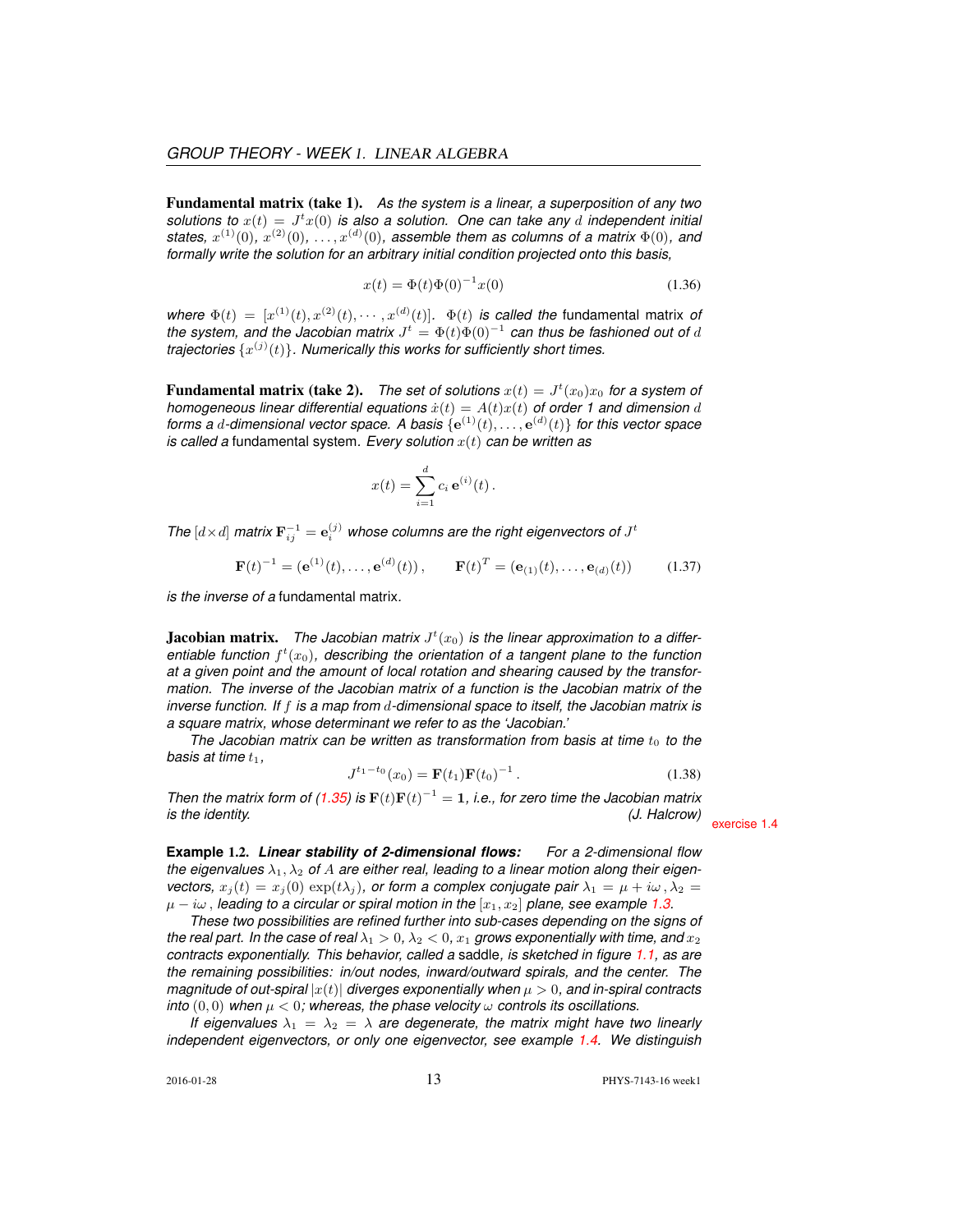**Fundamental matrix (take 1).** *As the system is a linear, a superposition of any two solutions to $x(t) = J^t x(0)$ is also a solution. One can take any $d$ independent initial states, $x^{(1)}(0)$, $x^{(2)}(0)$, $\ldots, x^{(d)}(0)$, assemble them as columns of a matrix $\Phi(0)$, and formally write the solution for an arbitrary initial condition projected onto this basis,*

$$x(t) = \Phi(t)\Phi(0)^{-1}x(0) \tag{1.36}$$

*where $\Phi(t) = [x^{(1)}(t), x^{(2)}(t), \cdots, x^{(d)}(t)]$. $\Phi(t)$ is called the* fundamental matrix *of the system, and the Jacobian matrix $J^t = \Phi(t)\Phi(0)^{-1}$ can thus be fashioned out of $d$ trajectories $\{x^{(j)}(t)\}$. Numerically this works for sufficiently short times.*

**Fundamental matrix (take 2).** *The set of solutions $x(t) = J^t(x_0)x_0$ for a system of homogeneous linear differential equations $\dot{x}(t) = A(t)x(t)$ of order 1 and dimension $d$ forms a $d$-dimensional vector space. A basis $\{\mathbf{e}^{(1)}(t), \ldots, \mathbf{e}^{(d)}(t)\}$ for this vector space is called a* fundamental system. *Every solution $x(t)$ can be written as*

$$x(t) = \sum_{i=1}^{d} c_i \, \mathbf{e}^{(i)}(t) \, .$$

*The $[d \times d]$ matrix $\mathbf{F}^{-1}_{ij} = \mathbf{e}^{(j)}_i$ whose columns are the right eigenvectors of $J^t$*

$$\mathbf{F}(t)^{-1} = (\mathbf{e}^{(1)}(t), \ldots, \mathbf{e}^{(d)}(t)) \, , \qquad \mathbf{F}(t)^T = (\mathbf{e}_{(1)}(t), \ldots, \mathbf{e}_{(d)}(t)) \tag{1.37}$$

*is the inverse of a* fundamental matrix.

**Jacobian matrix.** *The Jacobian matrix $J^t(x_0)$ is the linear approximation to a differentiable function $f^t(x_0)$, describing the orientation of a tangent plane to the function at a given point and the amount of local rotation and shearing caused by the transformation. The inverse of the Jacobian matrix of a function is the Jacobian matrix of the inverse function. If $f$ is a map from $d$-dimensional space to itself, the Jacobian matrix is a square matrix, whose determinant we refer to as the 'Jacobian.'*

*The Jacobian matrix can be written as transformation from basis at time $t_0$ to the basis at time $t_1$,*

$$J^{t_1 - t_0}(x_0) = \mathbf{F}(t_1)\mathbf{F}(t_0)^{-1} \, . \tag{1.38}$$

*Then the matrix form of (1.35) is $\mathbf{F}(t)\mathbf{F}(t)^{-1} = \mathbf{1}$, i.e., for zero time the Jacobian matrix is the identity.* *(J. Halcrow)*

exercise 1.4

**Example 1.2.** ***Linear stability of 2-dimensional flows:*** *For a 2-dimensional flow the eigenvalues $\lambda_1, \lambda_2$ of $A$ are either real, leading to a linear motion along their eigenvectors, $x_j(t) = x_j(0)\exp(t\lambda_j)$, or form a complex conjugate pair $\lambda_1 = \mu + i\omega \, , \lambda_2 = \mu - i\omega \, ,$ leading to a circular or spiral motion in the $[x_1, x_2]$ plane, see example 1.3.*

*These two possibilities are refined further into sub-cases depending on the signs of the real part. In the case of real $\lambda_1 > 0$, $\lambda_2 < 0$, $x_1$ grows exponentially with time, and $x_2$ contracts exponentially. This behavior, called a* saddle*, is sketched in figure 1.1, as are the remaining possibilities: in/out nodes, inward/outward spirals, and the center. The magnitude of out-spiral $|x(t)|$ diverges exponentially when $\mu > 0$, and in-spiral contracts into $(0, 0)$ when $\mu < 0$; whereas, the phase velocity $\omega$ controls its oscillations.*

*If eigenvalues $\lambda_1 = \lambda_2 = \lambda$ are degenerate, the matrix might have two linearly independent eigenvectors, or only one eigenvector, see example 1.4. We distinguish*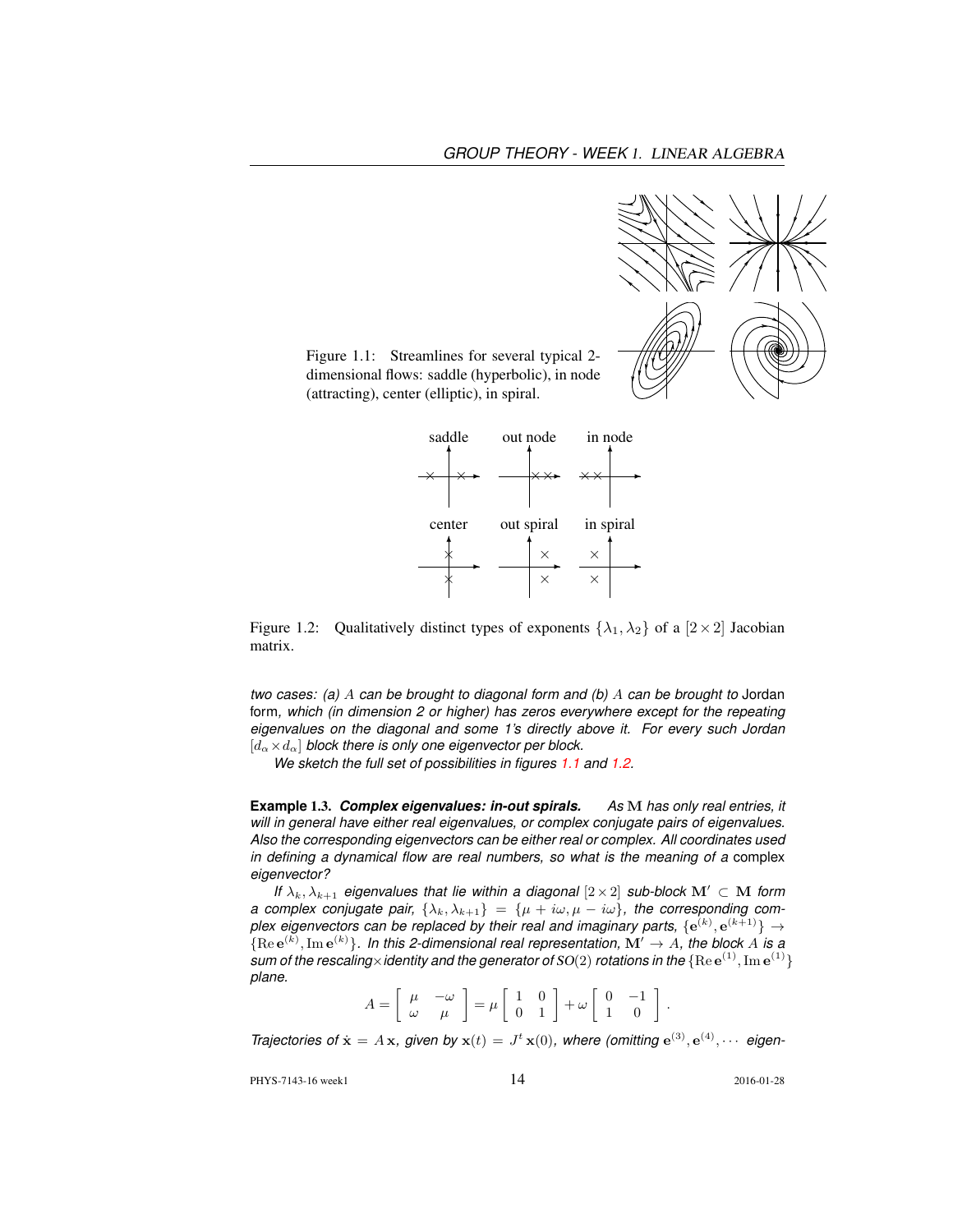Figure 1.1: Streamlines for several typical 2-dimensional flows: saddle (hyperbolic), in node (attracting), center (elliptic), in spiral.

Figure 1.2: Qualitatively distinct types of exponents $\{\lambda_1, \lambda_2\}$ of a $[2\times2]$ Jacobian matrix.

*two cases: (a) $A$ can be brought to diagonal form and (b) $A$ can be brought to* Jordan form*, which (in dimension 2 or higher) has zeros everywhere except for the repeating eigenvalues on the diagonal and some 1's directly above it. For every such Jordan $[d_\alpha \times d_\alpha]$ block there is only one eigenvector per block.*

*We sketch the full set of possibilities in figures 1.1 and 1.2.*

**Example 1.3.** ***Complex eigenvalues: in-out spirals.*** *As $\mathbf{M}$ has only real entries, it will in general have either real eigenvalues, or complex conjugate pairs of eigenvalues. Also the corresponding eigenvectors can be either real or complex. All coordinates used in defining a dynamical flow are real numbers, so what is the meaning of a* complex *eigenvector?*

*If $\lambda_k, \lambda_{k+1}$ eigenvalues that lie within a diagonal $[2\times2]$ sub-block $\mathbf{M}' \subset \mathbf{M}$ form a complex conjugate pair, $\{\lambda_k, \lambda_{k+1}\} = \{\mu + i\omega, \mu - i\omega\}$, the corresponding complex eigenvectors can be replaced by their real and imaginary parts, $\{\mathbf{e}^{(k)}, \mathbf{e}^{(k+1)}\} \rightarrow \{\mathrm{Re}\,\mathbf{e}^{(k)}, \mathrm{Im}\,\mathbf{e}^{(k)}\}$. In this 2-dimensional real representation, $\mathbf{M}' \rightarrow A$, the block $A$ is a sum of the rescaling$\times$identity and the generator of $SO(2)$ rotations in the $\{\mathrm{Re}\,\mathbf{e}^{(1)}, \mathrm{Im}\,\mathbf{e}^{(1)}\}$ plane.*

$$A = \begin{bmatrix} \mu & -\omega \\ \omega & \mu \end{bmatrix} = \mu \begin{bmatrix} 1 & 0 \\ 0 & 1 \end{bmatrix} + \omega \begin{bmatrix} 0 & -1 \\ 1 & 0 \end{bmatrix}.$$

*Trajectories of $\dot{\mathbf{x}} = A\,\mathbf{x}$, given by $\mathbf{x}(t) = J^t\,\mathbf{x}(0)$, where (omitting $\mathbf{e}^{(3)}, \mathbf{e}^{(4)}, \cdots$ eigen-*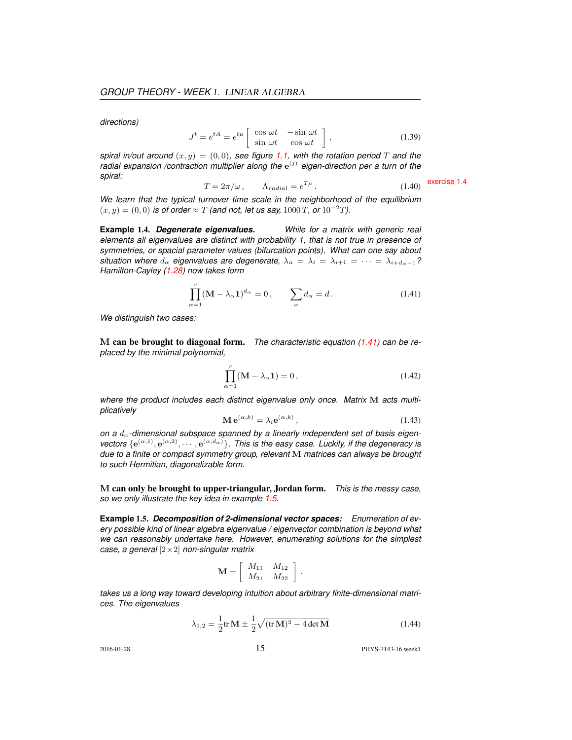*directions)*

$$J^t = e^{tA} = e^{t\mu} \begin{bmatrix} \cos \omega t & -\sin \omega t \\ \sin \omega t & \cos \omega t \end{bmatrix}, \tag{1.39}$$

*spiral in/out around* $(x, y) = (0, 0)$*, see figure 1.1, with the rotation period* $T$ *and the radial expansion /contraction multiplier along the* $\mathbf{e}^{(j)}$ *eigen-direction per a turn of the spiral:*

$$T = 2\pi/\omega, \qquad \Lambda_{radial} = e^{T\mu}. \tag{1.40}$$

exercise 1.4

*We learn that the typical turnover time scale in the neighborhood of the equilibrium* $(x, y) = (0, 0)$ *is of order* $\approx T$ *(and not, let us say,* $1000\,T$*, or* $10^{-2}T$*).*

**Example 1.4.** ***Degenerate eigenvalues.*** *While for a matrix with generic real elements all eigenvalues are distinct with probability 1, that is not true in presence of symmetries, or spacial parameter values (bifurcation points). What can one say about situation where* $d_\alpha$ *eigenvalues are degenerate,* $\lambda_\alpha = \lambda_i = \lambda_{i+1} = \cdots = \lambda_{i+d_\alpha-1}$*? Hamilton-Cayley (1.28) now takes form*

$$\prod_{\alpha=1}^{r} (\mathbf{M} - \lambda_\alpha \mathbf{1})^{d_\alpha} = 0, \qquad \sum_\alpha d_\alpha = d. \tag{1.41}$$

*We distinguish two cases:*

**M can be brought to diagonal form.** *The characteristic equation (1.41) can be replaced by the minimal polynomial,*

$$\prod_{\alpha=1}^{r} (\mathbf{M} - \lambda_\alpha \mathbf{1}) = 0, \tag{1.42}$$

*where the product includes each distinct eigenvalue only once. Matrix* $\mathbf{M}$ *acts multiplicatively*

$$\mathbf{M}\,\mathbf{e}^{(\alpha,k)} = \lambda_i \mathbf{e}^{(\alpha,k)}, \tag{1.43}$$

*on a* $d_\alpha$*-dimensional subspace spanned by a linearly independent set of basis eigenvectors* $\{\mathbf{e}^{(\alpha,1)}, \mathbf{e}^{(\alpha,2)}, \cdots, \mathbf{e}^{(\alpha,d_\alpha)}\}$*. This is the easy case. Luckily, if the degeneracy is due to a finite or compact symmetry group, relevant* $\mathbf{M}$ *matrices can always be brought to such Hermitian, diagonalizable form.*

**M can only be brought to upper-triangular, Jordan form.** *This is the messy case, so we only illustrate the key idea in example 1.5.*

**Example 1.5.** ***Decomposition of 2-dimensional vector spaces:*** *Enumeration of every possible kind of linear algebra eigenvalue / eigenvector combination is beyond what we can reasonably undertake here. However, enumerating solutions for the simplest case, a general* $[2\times 2]$ *non-singular matrix*

$$\mathbf{M} = \begin{bmatrix} M_{11} & M_{12} \\ M_{21} & M_{22} \end{bmatrix}.$$

*takes us a long way toward developing intuition about arbitrary finite-dimensional matrices. The eigenvalues*

$$\lambda_{1,2} = \frac{1}{2}\mathrm{tr}\,\mathbf{M} \pm \frac{1}{2}\sqrt{(\mathrm{tr}\,\mathbf{M})^2 - 4\det\mathbf{M}} \tag{1.44}$$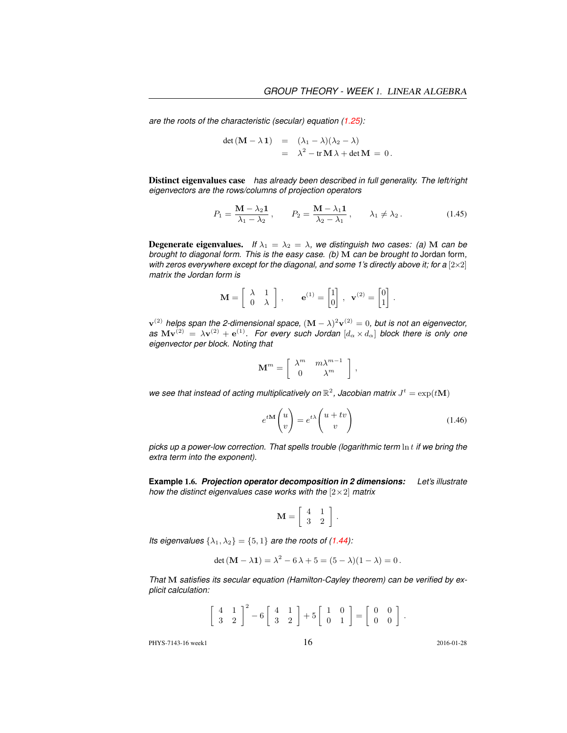*are the roots of the characteristic (secular) equation (1.25):*

$$
\begin{aligned}
\det(\mathbf{M} - \lambda \mathbf{1}) &= (\lambda_1 - \lambda)(\lambda_2 - \lambda) \\
&= \lambda^2 - \operatorname{tr} \mathbf{M}\, \lambda + \det \mathbf{M} \;=\; 0\,.
\end{aligned}
$$

**Distinct eigenvalues case** *has already been described in full generality. The left/right eigenvectors are the rows/columns of projection operators*

$$
P_1 = \frac{\mathbf{M} - \lambda_2 \mathbf{1}}{\lambda_1 - \lambda_2}\,, \qquad P_2 = \frac{\mathbf{M} - \lambda_1 \mathbf{1}}{\lambda_2 - \lambda_1}\,, \qquad \lambda_1 \neq \lambda_2\,. \tag{1.45}
$$

**Degenerate eigenvalues.** *If $\lambda_1 = \lambda_2 = \lambda$, we distinguish two cases: (a) $\mathbf{M}$ can be brought to diagonal form. This is the easy case. (b) $\mathbf{M}$ can be brought to* Jordan form, *with zeros everywhere except for the diagonal, and some 1's directly above it; for a $[2\times 2]$ matrix the Jordan form is*

$$
\mathbf{M} = \begin{bmatrix} \lambda & 1 \\ 0 & \lambda \end{bmatrix}, \qquad \mathbf{e}^{(1)} = \begin{bmatrix} 1 \\ 0 \end{bmatrix}, \ \mathbf{v}^{(2)} = \begin{bmatrix} 0 \\ 1 \end{bmatrix}.
$$

*$\mathbf{v}^{(2)}$ helps span the 2-dimensional space, $(\mathbf{M} - \lambda)^2 \mathbf{v}^{(2)} = 0$, but is not an eigenvector, as $\mathbf{M}\mathbf{v}^{(2)} = \lambda \mathbf{v}^{(2)} + \mathbf{e}^{(1)}$. For every such Jordan $[d_\alpha \times d_\alpha]$ block there is only one eigenvector per block. Noting that*

$$
\mathbf{M}^m = \begin{bmatrix} \lambda^m & m\lambda^{m-1} \\ 0 & \lambda^m \end{bmatrix},
$$

*we see that instead of acting multiplicatively on $\mathbb{R}^2$, Jacobian matrix $J^t = \exp(t\mathbf{M})$*

$$
e^{t\mathbf{M}} \begin{pmatrix} u \\ v \end{pmatrix} = e^{t\lambda} \begin{pmatrix} u + tv \\ v \end{pmatrix} \tag{1.46}
$$

*picks up a power-low correction. That spells trouble (logarithmic term $\ln t$ if we bring the extra term into the exponent).*

**Example 1.6.** ***Projection operator decomposition in 2 dimensions:*** *Let's illustrate how the distinct eigenvalues case works with the $[2\times 2]$ matrix*

$$
\mathbf{M} = \begin{bmatrix} 4 & 1 \\ 3 & 2 \end{bmatrix}.
$$

*Its eigenvalues $\{\lambda_1, \lambda_2\} = \{5, 1\}$ are the roots of (1.44):*

$$
\det(\mathbf{M} - \lambda \mathbf{1}) = \lambda^2 - 6\,\lambda + 5 = (5 - \lambda)(1 - \lambda) = 0\,.
$$

*That $\mathbf{M}$ satisfies its secular equation (Hamilton-Cayley theorem) can be verified by explicit calculation:*

$$
\begin{bmatrix} 4 & 1 \\ 3 & 2 \end{bmatrix}^2 - 6 \begin{bmatrix} 4 & 1 \\ 3 & 2 \end{bmatrix} + 5 \begin{bmatrix} 1 & 0 \\ 0 & 1 \end{bmatrix} = \begin{bmatrix} 0 & 0 \\ 0 & 0 \end{bmatrix}.
$$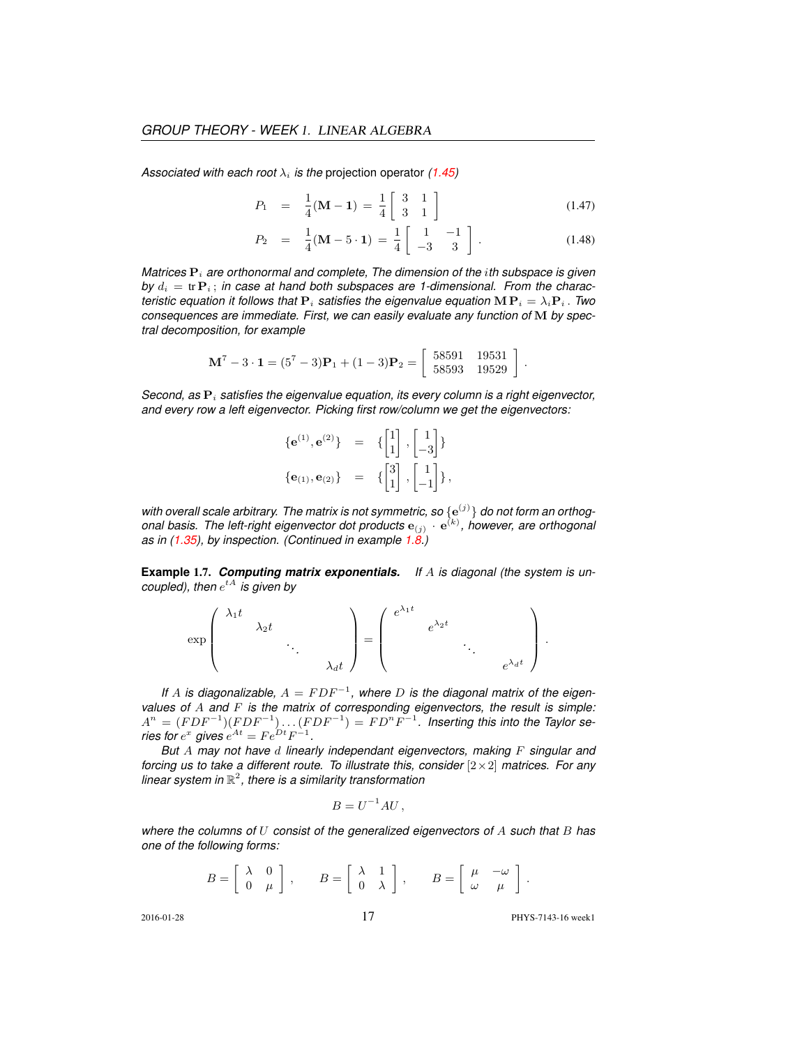*Associated with each root $\lambda_i$ is the* projection operator *(1.45)*

$$P_1 = \frac{1}{4}(\mathbf{M} - \mathbf{1}) = \frac{1}{4}\begin{bmatrix} 3 & 1 \\ 3 & 1 \end{bmatrix} \tag{1.47}$$

$$P_2 = \frac{1}{4}(\mathbf{M} - 5 \cdot \mathbf{1}) = \frac{1}{4}\begin{bmatrix} 1 & -1 \\ -3 & 3 \end{bmatrix}. \tag{1.48}$$

*Matrices $\mathbf{P}_i$ are orthonormal and complete, The dimension of the $i$th subspace is given by $d_i = \operatorname{tr} \mathbf{P}_i$; in case at hand both subspaces are 1-dimensional. From the characteristic equation it follows that $\mathbf{P}_i$ satisfies the eigenvalue equation $\mathbf{M}\,\mathbf{P}_i = \lambda_i \mathbf{P}_i$. Two consequences are immediate. First, we can easily evaluate any function of $\mathbf{M}$ by spectral decomposition, for example*

$$\mathbf{M}^7 - 3 \cdot \mathbf{1} = (5^7 - 3)\mathbf{P}_1 + (1-3)\mathbf{P}_2 = \begin{bmatrix} 58591 & 19531 \\ 58593 & 19529 \end{bmatrix}.$$

*Second, as $\mathbf{P}_i$ satisfies the eigenvalue equation, its every column is a right eigenvector, and every row a left eigenvector. Picking first row/column we get the eigenvectors:*

$$\{\mathbf{e}^{(1)}, \mathbf{e}^{(2)}\} = \{\begin{bmatrix} 1 \\ 1 \end{bmatrix}, \begin{bmatrix} 1 \\ -3 \end{bmatrix}\}$$

$$\{\mathbf{e}_{(1)}, \mathbf{e}_{(2)}\} = \{\begin{bmatrix} 3 \\ 1 \end{bmatrix}, \begin{bmatrix} 1 \\ -1 \end{bmatrix}\},$$

*with overall scale arbitrary. The matrix is not symmetric, so $\{\mathbf{e}^{(j)}\}$ do not form an orthogonal basis. The left-right eigenvector dot products $\mathbf{e}_{(j)} \cdot \mathbf{e}^{(k)}$, however, are orthogonal as in (1.35), by inspection. (Continued in example 1.8.)*

**Example 1.7.** ***Computing matrix exponentials.*** *If $A$ is diagonal (the system is uncoupled), then $e^{tA}$ is given by*

$$\exp\begin{pmatrix} \lambda_1 t & & & \\ & \lambda_2 t & & \\ & & \ddots & \\ & & & \lambda_d t \end{pmatrix} = \begin{pmatrix} e^{\lambda_1 t} & & & \\ & e^{\lambda_2 t} & & \\ & & \ddots & \\ & & & e^{\lambda_d t} \end{pmatrix}.$$

*If $A$ is diagonalizable, $A = FDF^{-1}$, where $D$ is the diagonal matrix of the eigenvalues of $A$ and $F$ is the matrix of corresponding eigenvectors, the result is simple: $A^n = (FDF^{-1})(FDF^{-1})\ldots(FDF^{-1}) = FD^nF^{-1}$. Inserting this into the Taylor series for $e^x$ gives $e^{At} = Fe^{Dt}F^{-1}$.*

*But $A$ may not have $d$ linearly independant eigenvectors, making $F$ singular and forcing us to take a different route. To illustrate this, consider $[2\times2]$ matrices. For any linear system in $\mathbb{R}^2$, there is a similarity transformation*

$$B = U^{-1}AU,$$

*where the columns of $U$ consist of the generalized eigenvectors of $A$ such that $B$ has one of the following forms:*

$$B = \begin{bmatrix} \lambda & 0 \\ 0 & \mu \end{bmatrix}, \qquad B = \begin{bmatrix} \lambda & 1 \\ 0 & \lambda \end{bmatrix}, \qquad B = \begin{bmatrix} \mu & -\omega \\ \omega & \mu \end{bmatrix}.$$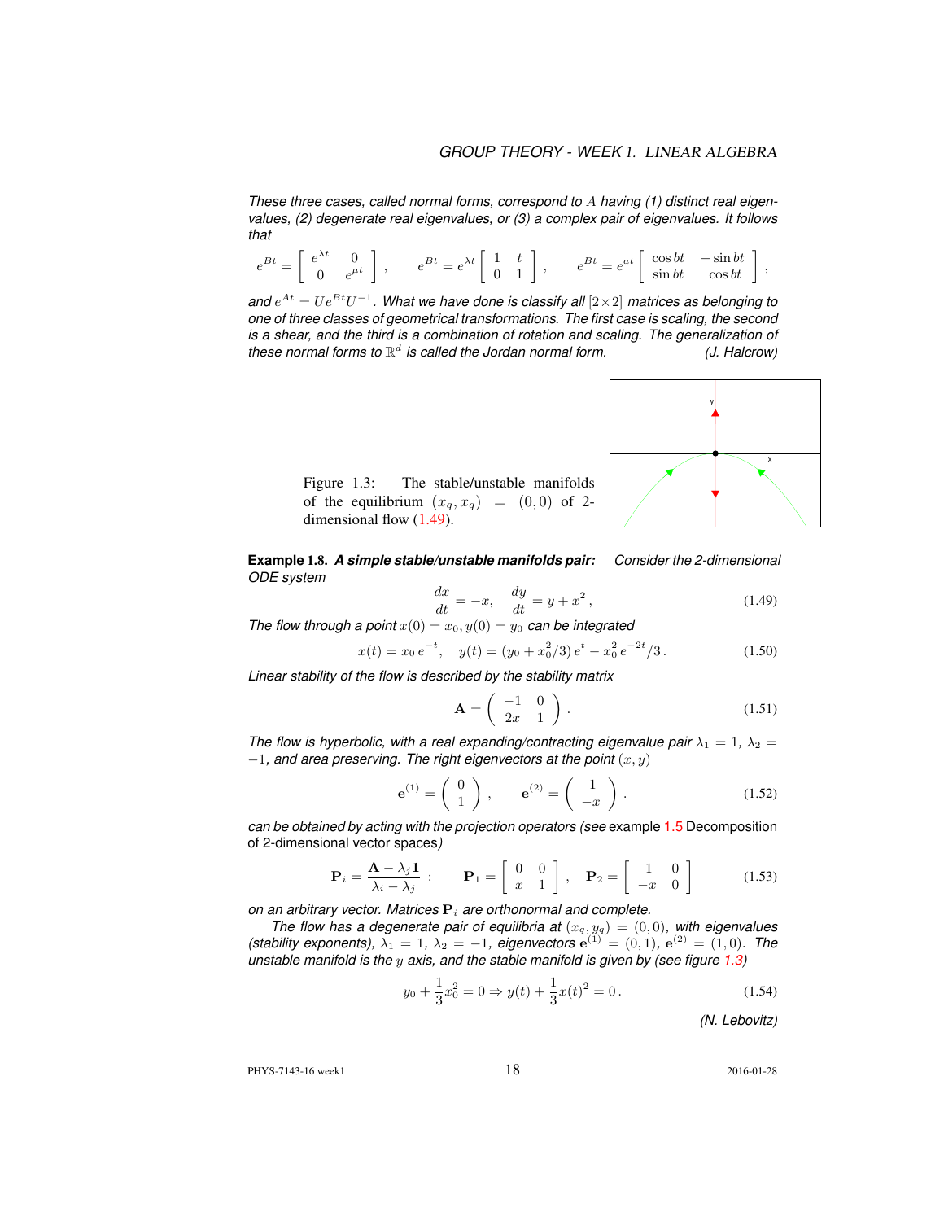*These three cases, called normal forms, correspond to $A$ having (1) distinct real eigenvalues, (2) degenerate real eigenvalues, or (3) a complex pair of eigenvalues. It follows that*

$$e^{Bt} = \begin{bmatrix} e^{\lambda t} & 0 \\ 0 & e^{\mu t} \end{bmatrix}, \qquad e^{Bt} = e^{\lambda t} \begin{bmatrix} 1 & t \\ 0 & 1 \end{bmatrix}, \qquad e^{Bt} = e^{at} \begin{bmatrix} \cos bt & -\sin bt \\ \sin bt & \cos bt \end{bmatrix},$$

*and $e^{At} = U e^{Bt} U^{-1}$. What we have done is classify all $[2 \times 2]$ matrices as belonging to one of three classes of geometrical transformations. The first case is scaling, the second is a shear, and the third is a combination of rotation and scaling. The generalization of these normal forms to $\mathbb{R}^d$ is called the Jordan normal form.* *(J. Halcrow)*

Figure 1.3: The stable/unstable manifolds of the equilibrium $(x_q, x_q) = (0, 0)$ of 2-dimensional flow (1.49).

**Example 1.8.** ***A simple stable/unstable manifolds pair:*** *Consider the 2-dimensional ODE system*

$$\frac{dx}{dt} = -x, \quad \frac{dy}{dt} = y + x^2, \tag{1.49}$$

*The flow through a point $x(0) = x_0, y(0) = y_0$ can be integrated*

$$x(t) = x_0 \, e^{-t}, \quad y(t) = (y_0 + x_0^2/3) \, e^t - x_0^2 \, e^{-2t}/3. \tag{1.50}$$

*Linear stability of the flow is described by the stability matrix*

$$\mathbf{A} = \begin{pmatrix} -1 & 0 \\ 2x & 1 \end{pmatrix}. \tag{1.51}$$

*The flow is hyperbolic, with a real expanding/contracting eigenvalue pair $\lambda_1 = 1$, $\lambda_2 = -1$, and area preserving. The right eigenvectors at the point $(x, y)$*

$$\mathbf{e}^{(1)} = \begin{pmatrix} 0 \\ 1 \end{pmatrix}, \qquad \mathbf{e}^{(2)} = \begin{pmatrix} 1 \\ -x \end{pmatrix}. \tag{1.52}$$

*can be obtained by acting with the projection operators (see* example 1.5 Decomposition of 2-dimensional vector spaces*)*

$$\mathbf{P}_i = \frac{\mathbf{A} - \lambda_j \mathbf{1}}{\lambda_i - \lambda_j} : \qquad \mathbf{P}_1 = \begin{bmatrix} 0 & 0 \\ x & 1 \end{bmatrix}, \quad \mathbf{P}_2 = \begin{bmatrix} 1 & 0 \\ -x & 0 \end{bmatrix} \tag{1.53}$$

*on an arbitrary vector. Matrices $\mathbf{P}_i$ are orthonormal and complete.*

*The flow has a degenerate pair of equilibria at $(x_q, y_q) = (0, 0)$, with eigenvalues (stability exponents), $\lambda_1 = 1$, $\lambda_2 = -1$, eigenvectors $\mathbf{e}^{(1)} = (0, 1)$, $\mathbf{e}^{(2)} = (1, 0)$. The unstable manifold is the $y$ axis, and the stable manifold is given by (see figure 1.3)*

$$y_0 + \frac{1}{3} x_0^2 = 0 \Rightarrow y(t) + \frac{1}{3} x(t)^2 = 0. \tag{1.54}$$

*(N. Lebovitz)*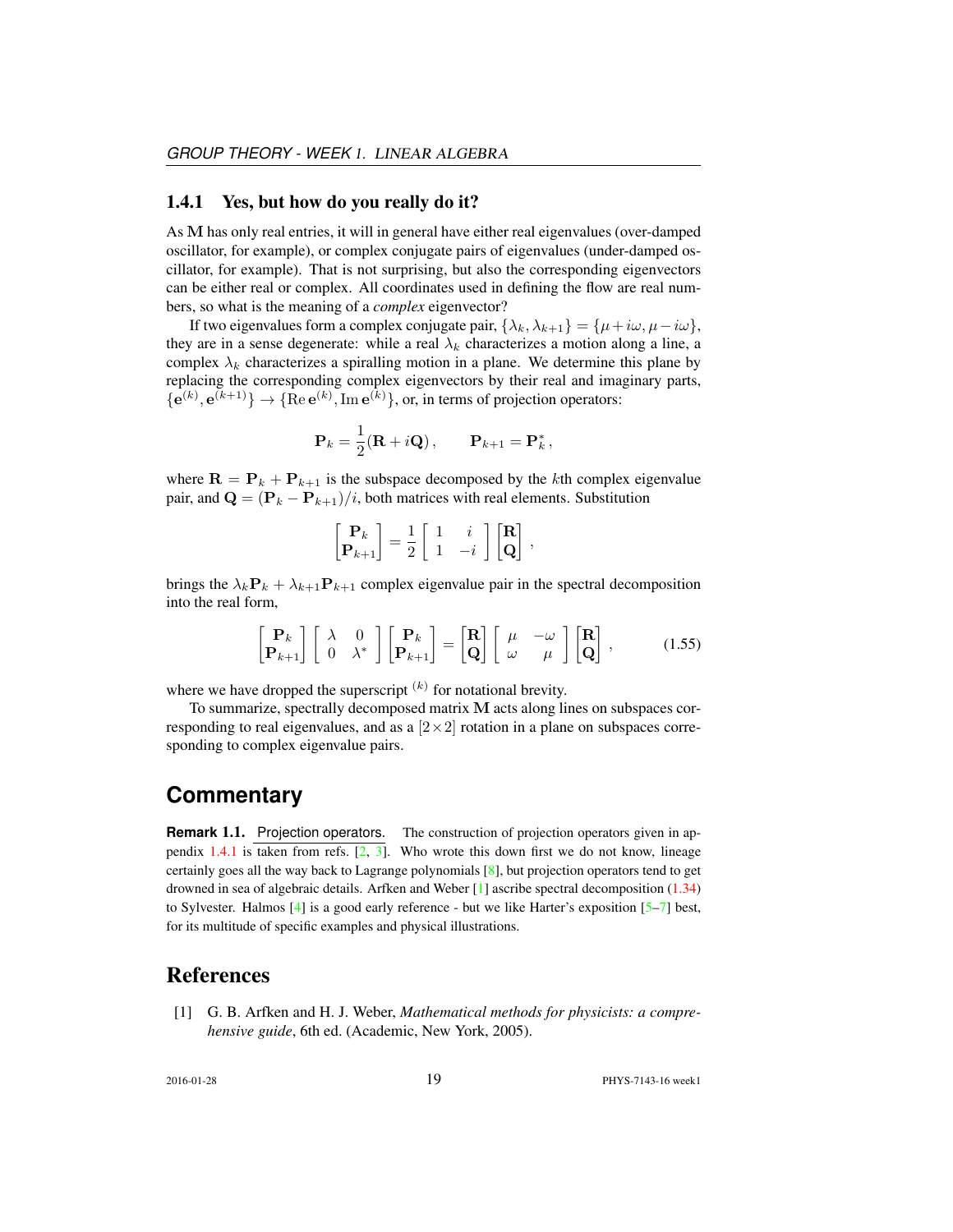### 1.4.1 Yes, but how do you really do it?

As $\mathbf{M}$ has only real entries, it will in general have either real eigenvalues (over-damped oscillator, for example), or complex conjugate pairs of eigenvalues (under-damped oscillator, for example). That is not surprising, but also the corresponding eigenvectors can be either real or complex. All coordinates used in defining the flow are real numbers, so what is the meaning of a *complex* eigenvector?

If two eigenvalues form a complex conjugate pair, $\{\lambda_k, \lambda_{k+1}\} = \{\mu + i\omega, \mu - i\omega\}$, they are in a sense degenerate: while a real $\lambda_k$ characterizes a motion along a line, a complex $\lambda_k$ characterizes a spiralling motion in a plane. We determine this plane by replacing the corresponding complex eigenvectors by their real and imaginary parts, $\{\mathbf{e}^{(k)}, \mathbf{e}^{(k+1)}\} \to \{\mathrm{Re}\,\mathbf{e}^{(k)}, \mathrm{Im}\,\mathbf{e}^{(k)}\}$, or, in terms of projection operators:

$$\mathbf{P}_k = \frac{1}{2}(\mathbf{R} + i\mathbf{Q}), \qquad \mathbf{P}_{k+1} = \mathbf{P}_k^*,$$

where $\mathbf{R} = \mathbf{P}_k + \mathbf{P}_{k+1}$ is the subspace decomposed by the $k$th complex eigenvalue pair, and $\mathbf{Q} = (\mathbf{P}_k - \mathbf{P}_{k+1})/i$, both matrices with real elements. Substitution

$$\begin{bmatrix} \mathbf{P}_k \\ \mathbf{P}_{k+1} \end{bmatrix} = \frac{1}{2} \begin{bmatrix} 1 & i \\ 1 & -i \end{bmatrix} \begin{bmatrix} \mathbf{R} \\ \mathbf{Q} \end{bmatrix},$$

brings the $\lambda_k \mathbf{P}_k + \lambda_{k+1} \mathbf{P}_{k+1}$ complex eigenvalue pair in the spectral decomposition into the real form,

$$\begin{bmatrix} \mathbf{P}_k \\ \mathbf{P}_{k+1} \end{bmatrix} \begin{bmatrix} \lambda & 0 \\ 0 & \lambda^* \end{bmatrix} \begin{bmatrix} \mathbf{P}_k \\ \mathbf{P}_{k+1} \end{bmatrix} = \begin{bmatrix} \mathbf{R} \\ \mathbf{Q} \end{bmatrix} \begin{bmatrix} \mu & -\omega \\ \omega & \mu \end{bmatrix} \begin{bmatrix} \mathbf{R} \\ \mathbf{Q} \end{bmatrix}, \qquad (1.55)$$

where we have dropped the superscript $^{(k)}$ for notational brevity.

To summarize, spectrally decomposed matrix $\mathbf{M}$ acts along lines on subspaces corresponding to real eigenvalues, and as a $[2\times 2]$ rotation in a plane on subspaces corresponding to complex eigenvalue pairs.

## Commentary

**Remark 1.1.** Projection operators. The construction of projection operators given in appendix 1.4.1 is taken from refs. [2, 3]. Who wrote this down first we do not know, lineage certainly goes all the way back to Lagrange polynomials [8], but projection operators tend to get drowned in sea of algebraic details. Arfken and Weber [1] ascribe spectral decomposition (1.34) to Sylvester. Halmos [4] is a good early reference - but we like Harter's exposition [5–7] best, for its multitude of specific examples and physical illustrations.

## References

[1] G. B. Arfken and H. J. Weber, *Mathematical methods for physicists: a comprehensive guide*, 6th ed. (Academic, New York, 2005).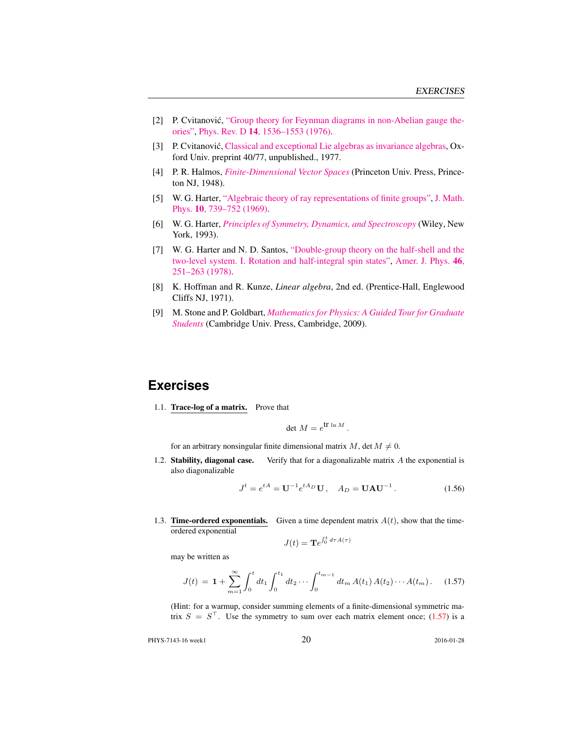[2] P. Cvitanović, "Group theory for Feynman diagrams in non-Abelian gauge theories", Phys. Rev. D **14**, 1536–1553 (1976).

[3] P. Cvitanović, Classical and exceptional Lie algebras as invariance algebras, Oxford Univ. preprint 40/77, unpublished., 1977.

[4] P. R. Halmos, *Finite-Dimensional Vector Spaces* (Princeton Univ. Press, Princeton NJ, 1948).

[5] W. G. Harter, "Algebraic theory of ray representations of finite groups", J. Math. Phys. **10**, 739–752 (1969).

[6] W. G. Harter, *Principles of Symmetry, Dynamics, and Spectroscopy* (Wiley, New York, 1993).

[7] W. G. Harter and N. D. Santos, "Double-group theory on the half-shell and the two-level system. I. Rotation and half-integral spin states", Amer. J. Phys. **46**, 251–263 (1978).

[8] K. Hoffman and R. Kunze, *Linear algebra*, 2nd ed. (Prentice-Hall, Englewood Cliffs NJ, 1971).

[9] M. Stone and P. Goldbart, *Mathematics for Physics: A Guided Tour for Graduate Students* (Cambridge Univ. Press, Cambridge, 2009).

## Exercises

1.1. **Trace-log of a matrix.** Prove that

$$\det M = e^{\operatorname{tr} \ln M} .$$

for an arbitrary nonsingular finite dimensional matrix $M$, $\det M \neq 0$.

1.2. **Stability, diagonal case.** Verify that for a diagonalizable matrix $A$ the exponential is also diagonalizable

$$J^t = e^{tA} = \mathbf{U}^{-1} e^{tA_D} \mathbf{U} , \quad A_D = \mathbf{U} \mathbf{A} \mathbf{U}^{-1} . \tag{1.56}$$

1.3. **Time-ordered exponentials.** Given a time dependent matrix $A(t)$, show that the time-ordered exponential

$$J(t) = \mathbf{T} e^{\int_0^t d\tau A(\tau)}$$

may be written as

$$J(t) = \mathbf{1} + \sum_{m=1}^{\infty} \int_0^t dt_1 \int_0^{t_1} dt_2 \cdots \int_0^{t_{m-1}} dt_m \, A(t_1) \, A(t_2) \cdots A(t_m) . \tag{1.57}$$

(Hint: for a warmup, consider summing elements of a finite-dimensional symmetric matrix $S = S^\top$. Use the symmetry to sum over each matrix element once; (1.57) is a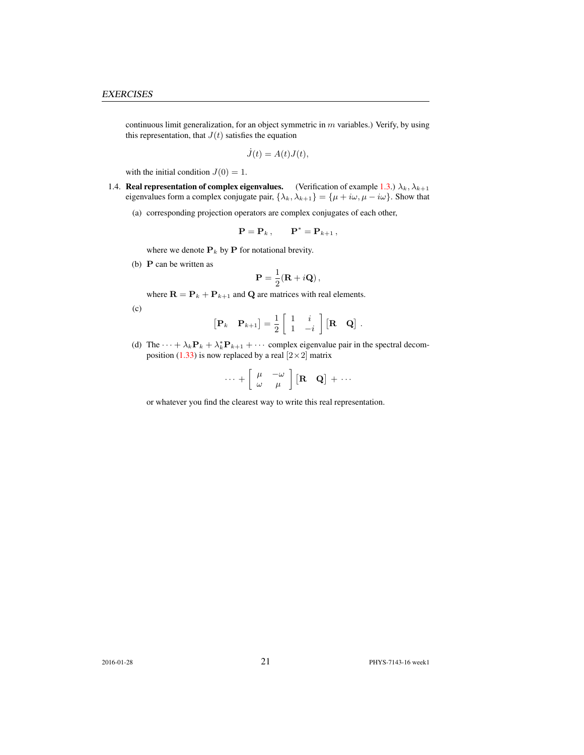continuous limit generalization, for an object symmetric in $m$ variables.) Verify, by using this representation, that $J(t)$ satisfies the equation

$$\dot{J}(t) = A(t)J(t),$$

with the initial condition $J(0) = 1$.

1.4. **Real representation of complex eigenvalues.** (Verification of example 1.3.) $\lambda_k, \lambda_{k+1}$ eigenvalues form a complex conjugate pair, $\{\lambda_k, \lambda_{k+1}\} = \{\mu + i\omega, \mu - i\omega\}$. Show that

   (a) corresponding projection operators are complex conjugates of each other,

   $$\mathbf{P} = \mathbf{P}_k\,, \qquad \mathbf{P}^* = \mathbf{P}_{k+1}\,,$$

   where we denote $\mathbf{P}_k$ by $\mathbf{P}$ for notational brevity.

   (b) $\mathbf{P}$ can be written as

   $$\mathbf{P} = \frac{1}{2}(\mathbf{R} + i\mathbf{Q})\,,$$

   where $\mathbf{R} = \mathbf{P}_k + \mathbf{P}_{k+1}$ and $\mathbf{Q}$ are matrices with real elements.

   (c)

   $$\begin{bmatrix} \mathbf{P}_k & \mathbf{P}_{k+1} \end{bmatrix} = \frac{1}{2} \begin{bmatrix} 1 & i \\ 1 & -i \end{bmatrix} \begin{bmatrix} \mathbf{R} & \mathbf{Q} \end{bmatrix}.$$

   (d) The $\cdots + \lambda_k \mathbf{P}_k + \lambda_k^* \mathbf{P}_{k+1} + \cdots$ complex eigenvalue pair in the spectral decomposition (1.33) is now replaced by a real $[2\times2]$ matrix

   $$\cdots + \begin{bmatrix} \mu & -\omega \\ \omega & \mu \end{bmatrix} \begin{bmatrix} \mathbf{R} & \mathbf{Q} \end{bmatrix} + \cdots$$

   or whatever you find the clearest way to write this real representation.